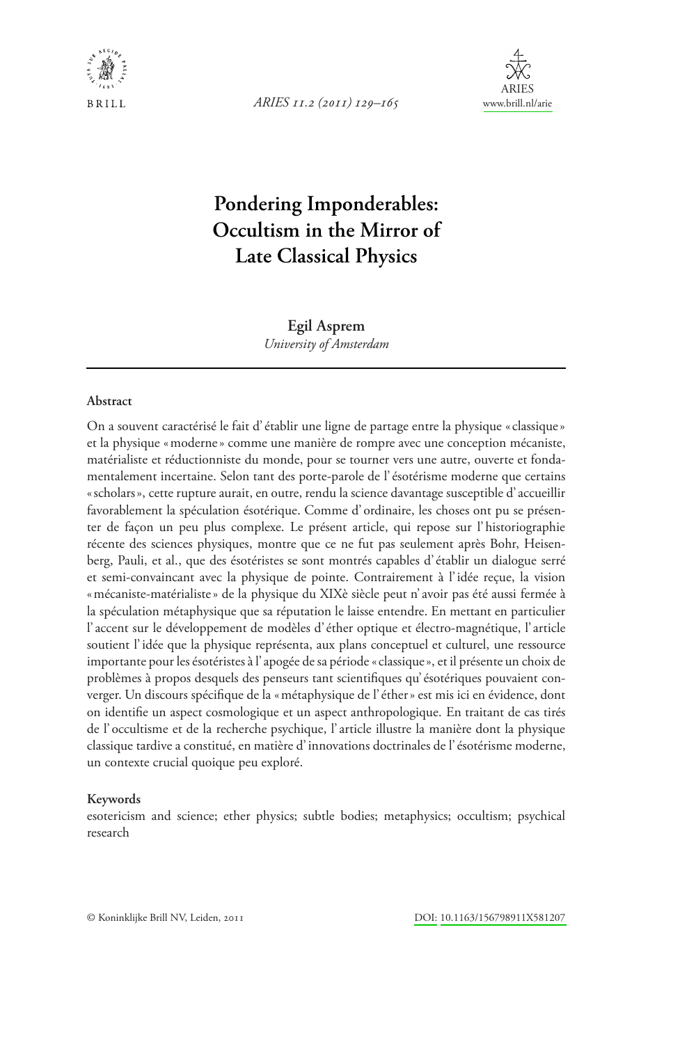# Pondering Imponderables: Occultism in the Mirror of Late Classical Physics

**Egil Asprem**
*University of Amsterdam*

---

### Abstract

On a souvent caractérisé le fait d'établir une ligne de partage entre la physique « classique » et la physique « moderne » comme une manière de rompre avec une conception mécaniste, matérialiste et réductionniste du monde, pour se tourner vers une autre, ouverte et fondamentalement incertaine. Selon tant des porte-parole de l'ésotérisme moderne que certains « scholars », cette rupture aurait, en outre, rendu la science davantage susceptible d'accueillir favorablement la spéculation ésotérique. Comme d'ordinaire, les choses ont pu se présenter de façon un peu plus complexe. Le présent article, qui repose sur l'historiographie récente des sciences physiques, montre que ce ne fut pas seulement après Bohr, Heisenberg, Pauli, et al., que des ésotéristes se sont montrés capables d'établir un dialogue serré et semi-convaincant avec la physique de pointe. Contrairement à l'idée reçue, la vision « mécaniste-matérialiste » de la physique du XIXè siècle peut n'avoir pas été aussi fermée à la spéculation métaphysique que sa réputation le laisse entendre. En mettant en particulier l'accent sur le développement de modèles d'éther optique et électro-magnétique, l'article soutient l'idée que la physique représenta, aux plans conceptuel et culturel, une ressource importante pour les ésotéristes à l'apogée de sa période « classique », et il présente un choix de problèmes à propos desquels des penseurs tant scientifiques qu'ésotériques pouvaient converger. Un discours spécifique de la « métaphysique de l'éther » est mis ici en évidence, dont on identifie un aspect cosmologique et un aspect anthropologique. En traitant de cas tirés de l'occultisme et de la recherche psychique, l'article illustre la manière dont la physique classique tardive a constitué, en matière d'innovations doctrinales de l'ésotérisme moderne, un contexte crucial quoique peu exploré.

### Keywords

esotericism and science; ether physics; subtle bodies; metaphysics; occultism; psychical research

© Koninklijke Brill NV, Leiden, 2011 DOI: 10.1163/156798911X581207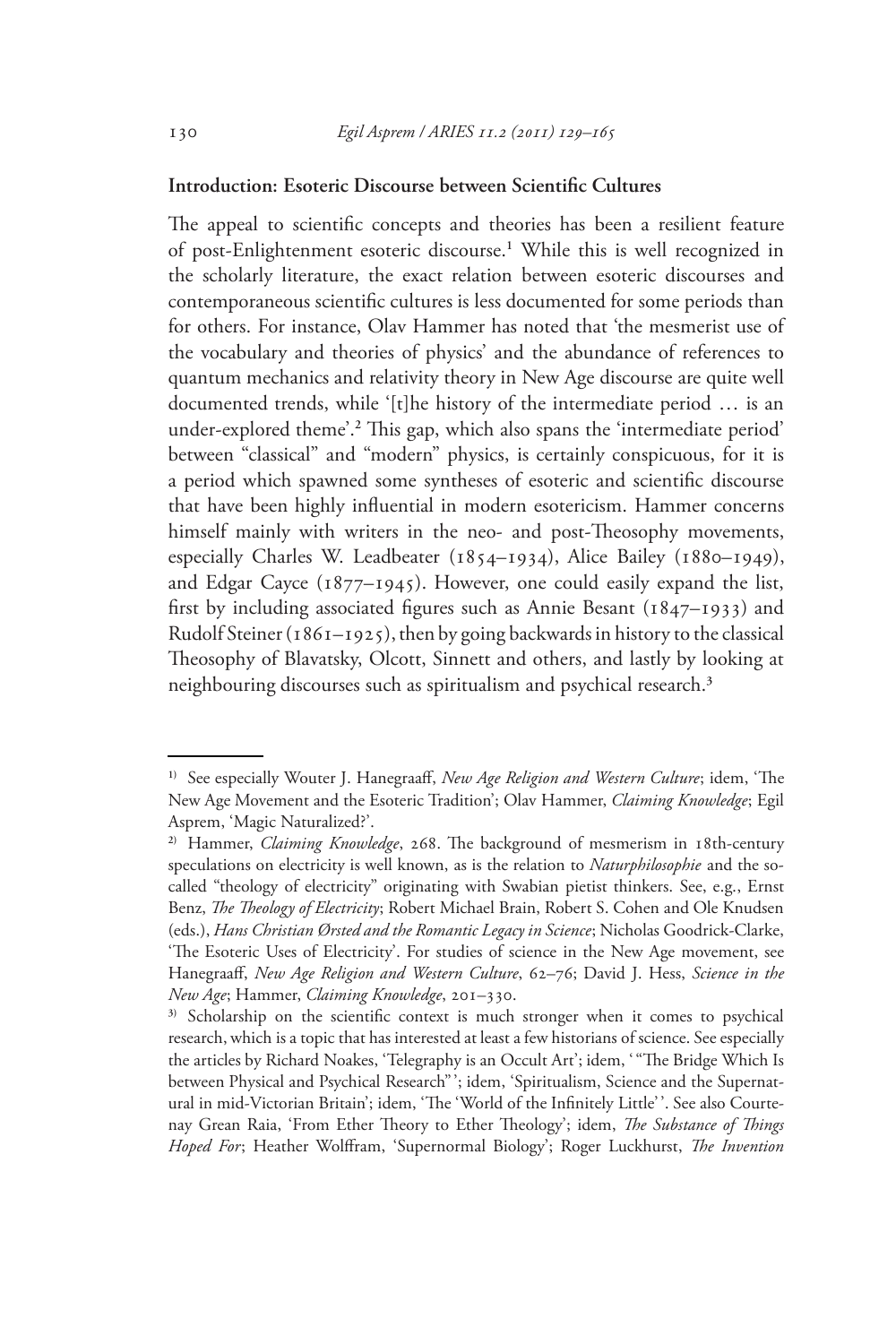## Introduction: Esoteric Discourse between Scientific Cultures

The appeal to scientific concepts and theories has been a resilient feature of post-Enlightenment esoteric discourse.[1] While this is well recognized in the scholarly literature, the exact relation between esoteric discourses and contemporaneous scientific cultures is less documented for some periods than for others. For instance, Olav Hammer has noted that 'the mesmerist use of the vocabulary and theories of physics' and the abundance of references to quantum mechanics and relativity theory in New Age discourse are quite well documented trends, while '[t]he history of the intermediate period … is an under-explored theme'.[2] This gap, which also spans the 'intermediate period' between "classical" and "modern" physics, is certainly conspicuous, for it is a period which spawned some syntheses of esoteric and scientific discourse that have been highly influential in modern esotericism. Hammer concerns himself mainly with writers in the neo- and post-Theosophy movements, especially Charles W. Leadbeater (1854–1934), Alice Bailey (1880–1949), and Edgar Cayce (1877–1945). However, one could easily expand the list, first by including associated figures such as Annie Besant (1847–1933) and Rudolf Steiner (1861–1925), then by going backwards in history to the classical Theosophy of Blavatsky, Olcott, Sinnett and others, and lastly by looking at neighbouring discourses such as spiritualism and psychical research.[3]

---

[1] See especially Wouter J. Hanegraaff, *New Age Religion and Western Culture*; idem, 'The New Age Movement and the Esoteric Tradition'; Olav Hammer, *Claiming Knowledge*; Egil Asprem, 'Magic Naturalized?'.

[2] Hammer, *Claiming Knowledge*, 268. The background of mesmerism in 18th-century speculations on electricity is well known, as is the relation to *Naturphilosophie* and the so-called "theology of electricity" originating with Swabian pietist thinkers. See, e.g., Ernst Benz, *The Theology of Electricity*; Robert Michael Brain, Robert S. Cohen and Ole Knudsen (eds.), *Hans Christian Ørsted and the Romantic Legacy in Science*; Nicholas Goodrick-Clarke, 'The Esoteric Uses of Electricity'. For studies of science in the New Age movement, see Hanegraaff, *New Age Religion and Western Culture*, 62–76; David J. Hess, *Science in the New Age*; Hammer, *Claiming Knowledge*, 201–330.

[3] Scholarship on the scientific context is much stronger when it comes to psychical research, which is a topic that has interested at least a few historians of science. See especially the articles by Richard Noakes, 'Telegraphy is an Occult Art'; idem, '"The Bridge Which Is between Physical and Psychical Research"'; idem, 'Spiritualism, Science and the Supernatural in mid-Victorian Britain'; idem, 'The 'World of the Infinitely Little''. See also Courtenay Grean Raia, 'From Ether Theory to Ether Theology'; idem, *The Substance of Things Hoped For*; Heather Wolffram, 'Supernormal Biology'; Roger Luckhurst, *The Invention*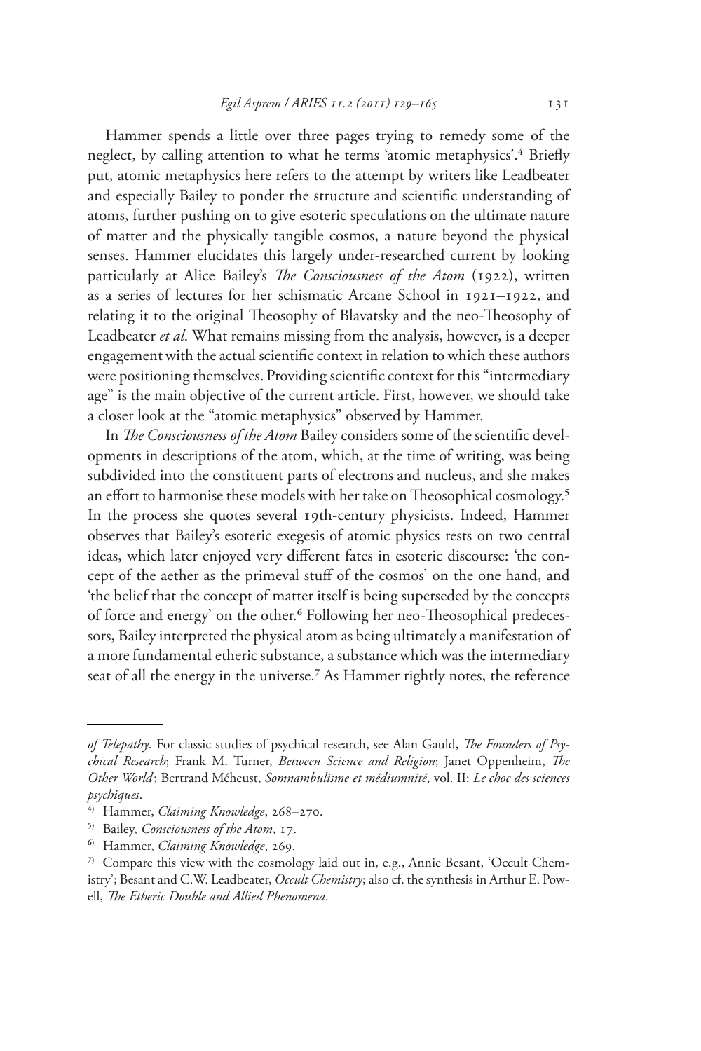Hammer spends a little over three pages trying to remedy some of the neglect, by calling attention to what he terms 'atomic metaphysics'.[4] Briefly put, atomic metaphysics here refers to the attempt by writers like Leadbeater and especially Bailey to ponder the structure and scientific understanding of atoms, further pushing on to give esoteric speculations on the ultimate nature of matter and the physically tangible cosmos, a nature beyond the physical senses. Hammer elucidates this largely under-researched current by looking particularly at Alice Bailey's *The Consciousness of the Atom* (1922), written as a series of lectures for her schismatic Arcane School in 1921–1922, and relating it to the original Theosophy of Blavatsky and the neo-Theosophy of Leadbeater *et al*. What remains missing from the analysis, however, is a deeper engagement with the actual scientific context in relation to which these authors were positioning themselves. Providing scientific context for this "intermediary age" is the main objective of the current article. First, however, we should take a closer look at the "atomic metaphysics" observed by Hammer.

In *The Consciousness of the Atom* Bailey considers some of the scientific developments in descriptions of the atom, which, at the time of writing, was being subdivided into the constituent parts of electrons and nucleus, and she makes an effort to harmonise these models with her take on Theosophical cosmology.[5] In the process she quotes several 19th-century physicists. Indeed, Hammer observes that Bailey's esoteric exegesis of atomic physics rests on two central ideas, which later enjoyed very different fates in esoteric discourse: 'the concept of the aether as the primeval stuff of the cosmos' on the one hand, and 'the belief that the concept of matter itself is being superseded by the concepts of force and energy' on the other.[6] Following her neo-Theosophical predecessors, Bailey interpreted the physical atom as being ultimately a manifestation of a more fundamental etheric substance, a substance which was the intermediary seat of all the energy in the universe.[7] As Hammer rightly notes, the reference

*of Telepathy*. For classic studies of psychical research, see Alan Gauld, *The Founders of Psychical Research*; Frank M. Turner, *Between Science and Religion*; Janet Oppenheim, *The Other World*; Bertrand Méheust, *Somnambulisme et médiumnité*, vol. II: *Le choc des sciences psychiques*.

4) Hammer, *Claiming Knowledge*, 268–270.

5) Bailey, *Consciousness of the Atom*, 17.

6) Hammer, *Claiming Knowledge*, 269.

7) Compare this view with the cosmology laid out in, e.g., Annie Besant, 'Occult Chemistry'; Besant and C.W. Leadbeater, *Occult Chemistry*; also cf. the synthesis in Arthur E. Powell, *The Etheric Double and Allied Phenomena*.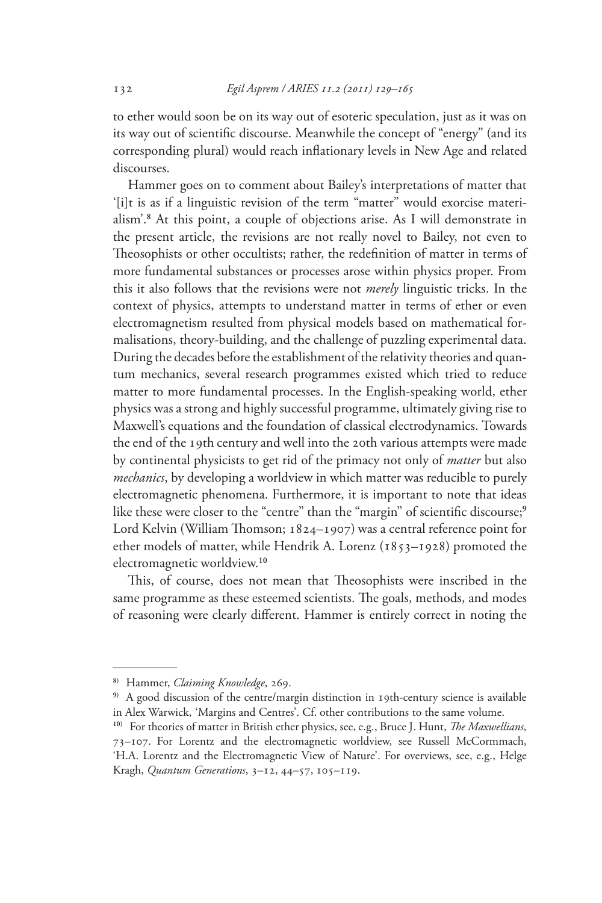to ether would soon be on its way out of esoteric speculation, just as it was on its way out of scientific discourse. Meanwhile the concept of "energy" (and its corresponding plural) would reach inflationary levels in New Age and related discourses.

Hammer goes on to comment about Bailey's interpretations of matter that '[i]t is as if a linguistic revision of the term "matter" would exorcise materialism'.[8] At this point, a couple of objections arise. As I will demonstrate in the present article, the revisions are not really novel to Bailey, not even to Theosophists or other occultists; rather, the redefinition of matter in terms of more fundamental substances or processes arose within physics proper. From this it also follows that the revisions were not *merely* linguistic tricks. In the context of physics, attempts to understand matter in terms of ether or even electromagnetism resulted from physical models based on mathematical formalisations, theory-building, and the challenge of puzzling experimental data. During the decades before the establishment of the relativity theories and quantum mechanics, several research programmes existed which tried to reduce matter to more fundamental processes. In the English-speaking world, ether physics was a strong and highly successful programme, ultimately giving rise to Maxwell's equations and the foundation of classical electrodynamics. Towards the end of the 19th century and well into the 20th various attempts were made by continental physicists to get rid of the primacy not only of *matter* but also *mechanics*, by developing a worldview in which matter was reducible to purely electromagnetic phenomena. Furthermore, it is important to note that ideas like these were closer to the "centre" than the "margin" of scientific discourse;[9] Lord Kelvin (William Thomson; 1824–1907) was a central reference point for ether models of matter, while Hendrik A. Lorenz (1853–1928) promoted the electromagnetic worldview.[10]

This, of course, does not mean that Theosophists were inscribed in the same programme as these esteemed scientists. The goals, methods, and modes of reasoning were clearly different. Hammer is entirely correct in noting the

---

[8] Hammer, *Claiming Knowledge*, 269.

[9] A good discussion of the centre/margin distinction in 19th-century science is available in Alex Warwick, 'Margins and Centres'. Cf. other contributions to the same volume.

[10] For theories of matter in British ether physics, see, e.g., Bruce J. Hunt, *The Maxwellians*, 73–107. For Lorentz and the electromagnetic worldview, see Russell McCormmach, 'H.A. Lorentz and the Electromagnetic View of Nature'. For overviews, see, e.g., Helge Kragh, *Quantum Generations*, 3–12, 44–57, 105–119.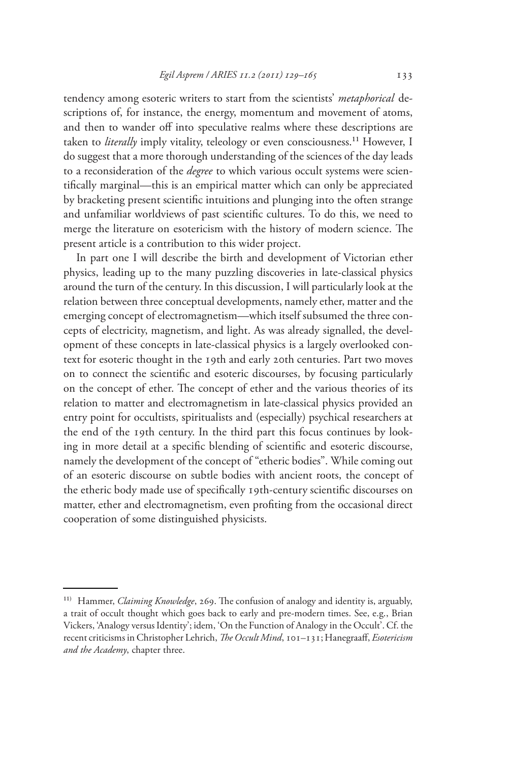tendency among esoteric writers to start from the scientists' *metaphorical* descriptions of, for instance, the energy, momentum and movement of atoms, and then to wander off into speculative realms where these descriptions are taken to *literally* imply vitality, teleology or even consciousness.[11] However, I do suggest that a more thorough understanding of the sciences of the day leads to a reconsideration of the *degree* to which various occult systems were scientifically marginal—this is an empirical matter which can only be appreciated by bracketing present scientific intuitions and plunging into the often strange and unfamiliar worldviews of past scientific cultures. To do this, we need to merge the literature on esotericism with the history of modern science. The present article is a contribution to this wider project.

In part one I will describe the birth and development of Victorian ether physics, leading up to the many puzzling discoveries in late-classical physics around the turn of the century. In this discussion, I will particularly look at the relation between three conceptual developments, namely ether, matter and the emerging concept of electromagnetism—which itself subsumed the three concepts of electricity, magnetism, and light. As was already signalled, the development of these concepts in late-classical physics is a largely overlooked context for esoteric thought in the 19th and early 20th centuries. Part two moves on to connect the scientific and esoteric discourses, by focusing particularly on the concept of ether. The concept of ether and the various theories of its relation to matter and electromagnetism in late-classical physics provided an entry point for occultists, spiritualists and (especially) psychical researchers at the end of the 19th century. In the third part this focus continues by looking in more detail at a specific blending of scientific and esoteric discourse, namely the development of the concept of "etheric bodies". While coming out of an esoteric discourse on subtle bodies with ancient roots, the concept of the etheric body made use of specifically 19th-century scientific discourses on matter, ether and electromagnetism, even profiting from the occasional direct cooperation of some distinguished physicists.

---

[11] Hammer, *Claiming Knowledge*, 269. The confusion of analogy and identity is, arguably, a trait of occult thought which goes back to early and pre-modern times. See, e.g., Brian Vickers, 'Analogy versus Identity'; idem, 'On the Function of Analogy in the Occult'. Cf. the recent criticisms in Christopher Lehrich, *The Occult Mind*, 101–131; Hanegraaff, *Esotericism and the Academy*, chapter three.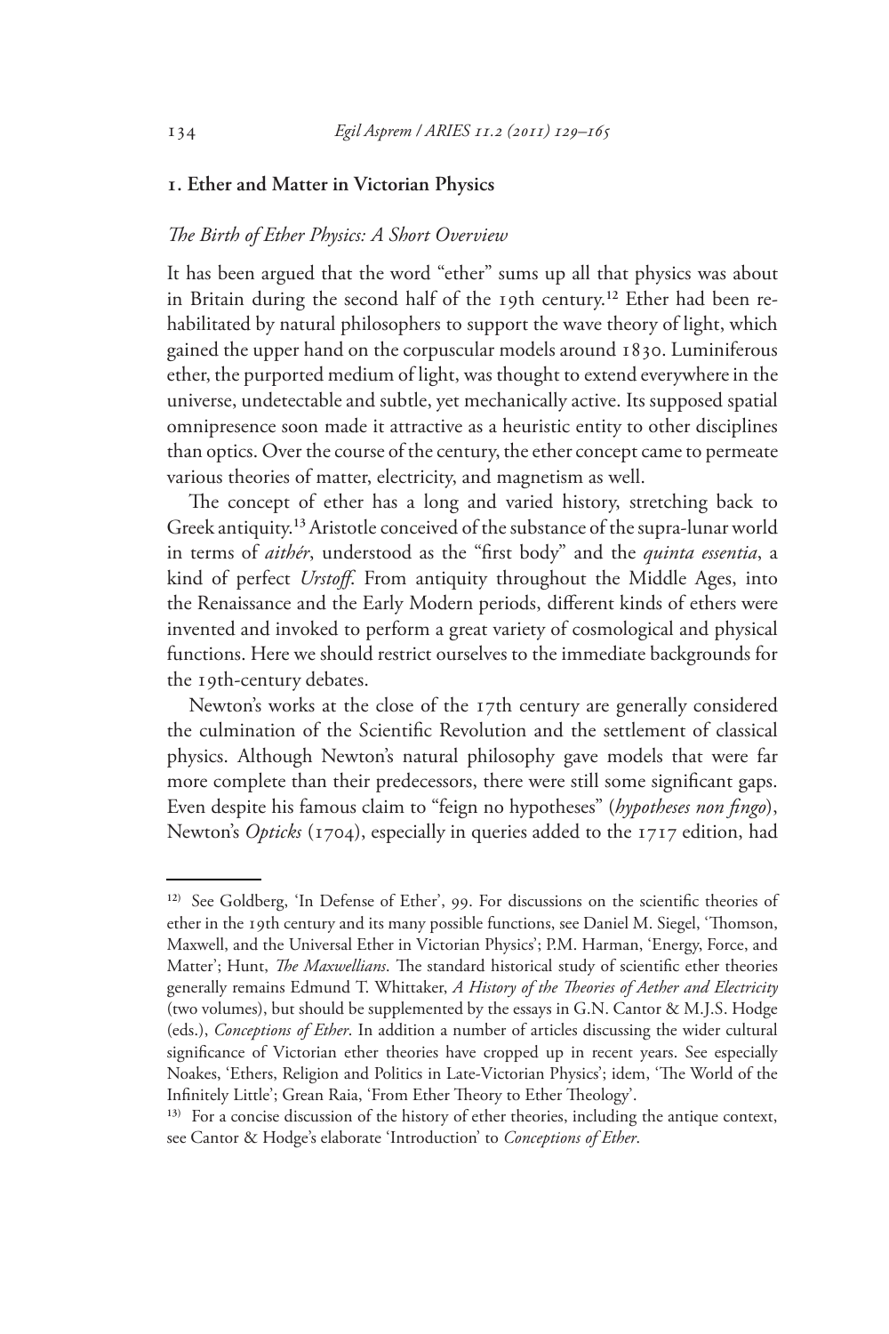## 1. Ether and Matter in Victorian Physics

### *The Birth of Ether Physics: A Short Overview*

It has been argued that the word "ether" sums up all that physics was about in Britain during the second half of the 19th century.[12] Ether had been rehabilitated by natural philosophers to support the wave theory of light, which gained the upper hand on the corpuscular models around 1830. Luminiferous ether, the purported medium of light, was thought to extend everywhere in the universe, undetectable and subtle, yet mechanically active. Its supposed spatial omnipresence soon made it attractive as a heuristic entity to other disciplines than optics. Over the course of the century, the ether concept came to permeate various theories of matter, electricity, and magnetism as well.

The concept of ether has a long and varied history, stretching back to Greek antiquity.[13] Aristotle conceived of the substance of the supra-lunar world in terms of *aithér*, understood as the "first body" and the *quinta essentia*, a kind of perfect *Urstoff*. From antiquity throughout the Middle Ages, into the Renaissance and the Early Modern periods, different kinds of ethers were invented and invoked to perform a great variety of cosmological and physical functions. Here we should restrict ourselves to the immediate backgrounds for the 19th-century debates.

Newton's works at the close of the 17th century are generally considered the culmination of the Scientific Revolution and the settlement of classical physics. Although Newton's natural philosophy gave models that were far more complete than their predecessors, there were still some significant gaps. Even despite his famous claim to "feign no hypotheses" (*hypotheses non fingo*), Newton's *Opticks* (1704), especially in queries added to the 1717 edition, had

---

[12] See Goldberg, 'In Defense of Ether', 99. For discussions on the scientific theories of ether in the 19th century and its many possible functions, see Daniel M. Siegel, 'Thomson, Maxwell, and the Universal Ether in Victorian Physics'; P.M. Harman, 'Energy, Force, and Matter'; Hunt, *The Maxwellians*. The standard historical study of scientific ether theories generally remains Edmund T. Whittaker, *A History of the Theories of Aether and Electricity* (two volumes), but should be supplemented by the essays in G.N. Cantor & M.J.S. Hodge (eds.), *Conceptions of Ether*. In addition a number of articles discussing the wider cultural significance of Victorian ether theories have cropped up in recent years. See especially Noakes, 'Ethers, Religion and Politics in Late-Victorian Physics'; idem, 'The World of the Infinitely Little'; Grean Raia, 'From Ether Theory to Ether Theology'.

[13] For a concise discussion of the history of ether theories, including the antique context, see Cantor & Hodge's elaborate 'Introduction' to *Conceptions of Ether*.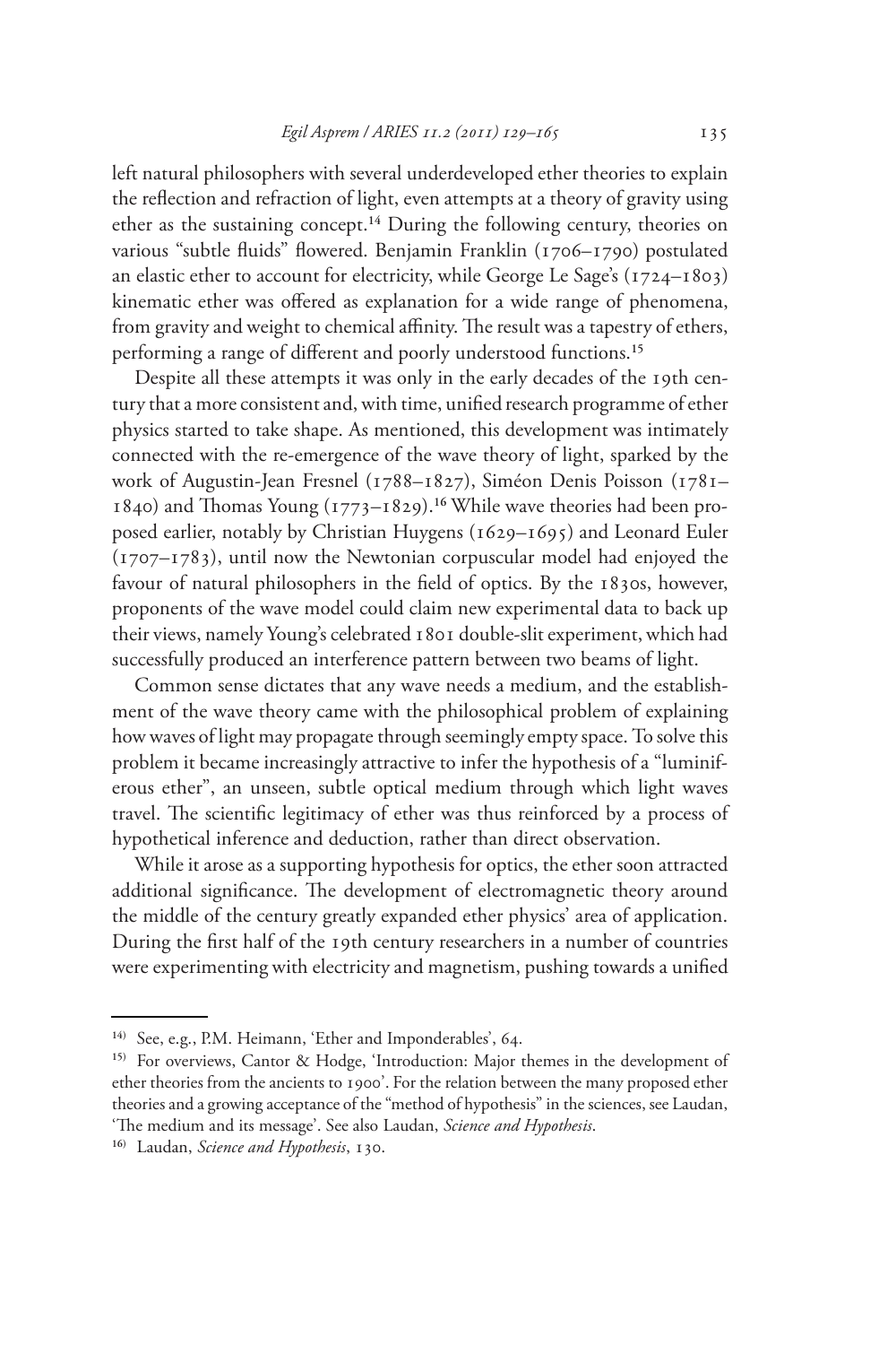left natural philosophers with several underdeveloped ether theories to explain the reflection and refraction of light, even attempts at a theory of gravity using ether as the sustaining concept.[14] During the following century, theories on various "subtle fluids" flowered. Benjamin Franklin (1706–1790) postulated an elastic ether to account for electricity, while George Le Sage's (1724–1803) kinematic ether was offered as explanation for a wide range of phenomena, from gravity and weight to chemical affinity. The result was a tapestry of ethers, performing a range of different and poorly understood functions.[15]

Despite all these attempts it was only in the early decades of the 19th century that a more consistent and, with time, unified research programme of ether physics started to take shape. As mentioned, this development was intimately connected with the re-emergence of the wave theory of light, sparked by the work of Augustin-Jean Fresnel (1788–1827), Siméon Denis Poisson (1781–1840) and Thomas Young (1773–1829).[16] While wave theories had been proposed earlier, notably by Christian Huygens (1629–1695) and Leonard Euler (1707–1783), until now the Newtonian corpuscular model had enjoyed the favour of natural philosophers in the field of optics. By the 1830s, however, proponents of the wave model could claim new experimental data to back up their views, namely Young's celebrated 1801 double-slit experiment, which had successfully produced an interference pattern between two beams of light.

Common sense dictates that any wave needs a medium, and the establishment of the wave theory came with the philosophical problem of explaining how waves of light may propagate through seemingly empty space. To solve this problem it became increasingly attractive to infer the hypothesis of a "luminiferous ether", an unseen, subtle optical medium through which light waves travel. The scientific legitimacy of ether was thus reinforced by a process of hypothetical inference and deduction, rather than direct observation.

While it arose as a supporting hypothesis for optics, the ether soon attracted additional significance. The development of electromagnetic theory around the middle of the century greatly expanded ether physics' area of application. During the first half of the 19th century researchers in a number of countries were experimenting with electricity and magnetism, pushing towards a unified

---

[14] See, e.g., P.M. Heimann, 'Ether and Imponderables', 64.

[15] For overviews, Cantor & Hodge, 'Introduction: Major themes in the development of ether theories from the ancients to 1900'. For the relation between the many proposed ether theories and a growing acceptance of the "method of hypothesis" in the sciences, see Laudan, 'The medium and its message'. See also Laudan, *Science and Hypothesis*.

[16] Laudan, *Science and Hypothesis*, 130.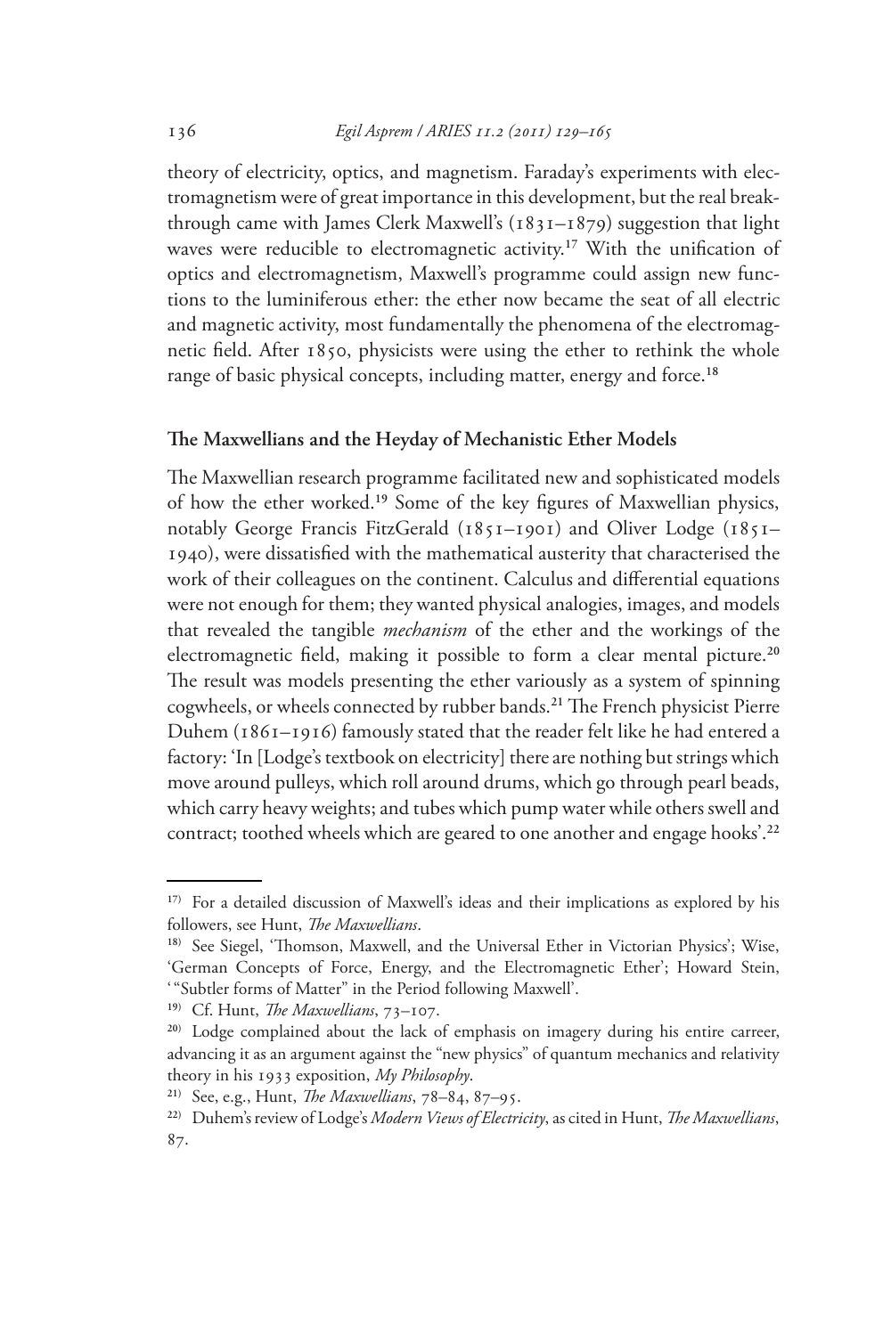theory of electricity, optics, and magnetism. Faraday's experiments with electromagnetism were of great importance in this development, but the real breakthrough came with James Clerk Maxwell's (1831–1879) suggestion that light waves were reducible to electromagnetic activity.[17] With the unification of optics and electromagnetism, Maxwell's programme could assign new functions to the luminiferous ether: the ether now became the seat of all electric and magnetic activity, most fundamentally the phenomena of the electromagnetic field. After 1850, physicists were using the ether to rethink the whole range of basic physical concepts, including matter, energy and force.[18]

## The Maxwellians and the Heyday of Mechanistic Ether Models

The Maxwellian research programme facilitated new and sophisticated models of how the ether worked.[19] Some of the key figures of Maxwellian physics, notably George Francis FitzGerald (1851–1901) and Oliver Lodge (1851–1940), were dissatisfied with the mathematical austerity that characterised the work of their colleagues on the continent. Calculus and differential equations were not enough for them; they wanted physical analogies, images, and models that revealed the tangible *mechanism* of the ether and the workings of the electromagnetic field, making it possible to form a clear mental picture.[20] The result was models presenting the ether variously as a system of spinning cogwheels, or wheels connected by rubber bands.[21] The French physicist Pierre Duhem (1861–1916) famously stated that the reader felt like he had entered a factory: 'In [Lodge's textbook on electricity] there are nothing but strings which move around pulleys, which roll around drums, which go through pearl beads, which carry heavy weights; and tubes which pump water while others swell and contract; toothed wheels which are geared to one another and engage hooks'.[22]

---

[17] For a detailed discussion of Maxwell's ideas and their implications as explored by his followers, see Hunt, *The Maxwellians*.

[18] See Siegel, 'Thomson, Maxwell, and the Universal Ether in Victorian Physics'; Wise, 'German Concepts of Force, Energy, and the Electromagnetic Ether'; Howard Stein, '"Subtler forms of Matter" in the Period following Maxwell'.

[19] Cf. Hunt, *The Maxwellians*, 73–107.

[20] Lodge complained about the lack of emphasis on imagery during his entire carreer, advancing it as an argument against the "new physics" of quantum mechanics and relativity theory in his 1933 exposition, *My Philosophy*.

[21] See, e.g., Hunt, *The Maxwellians*, 78–84, 87–95.

[22] Duhem's review of Lodge's *Modern Views of Electricity*, as cited in Hunt, *The Maxwellians*, 87.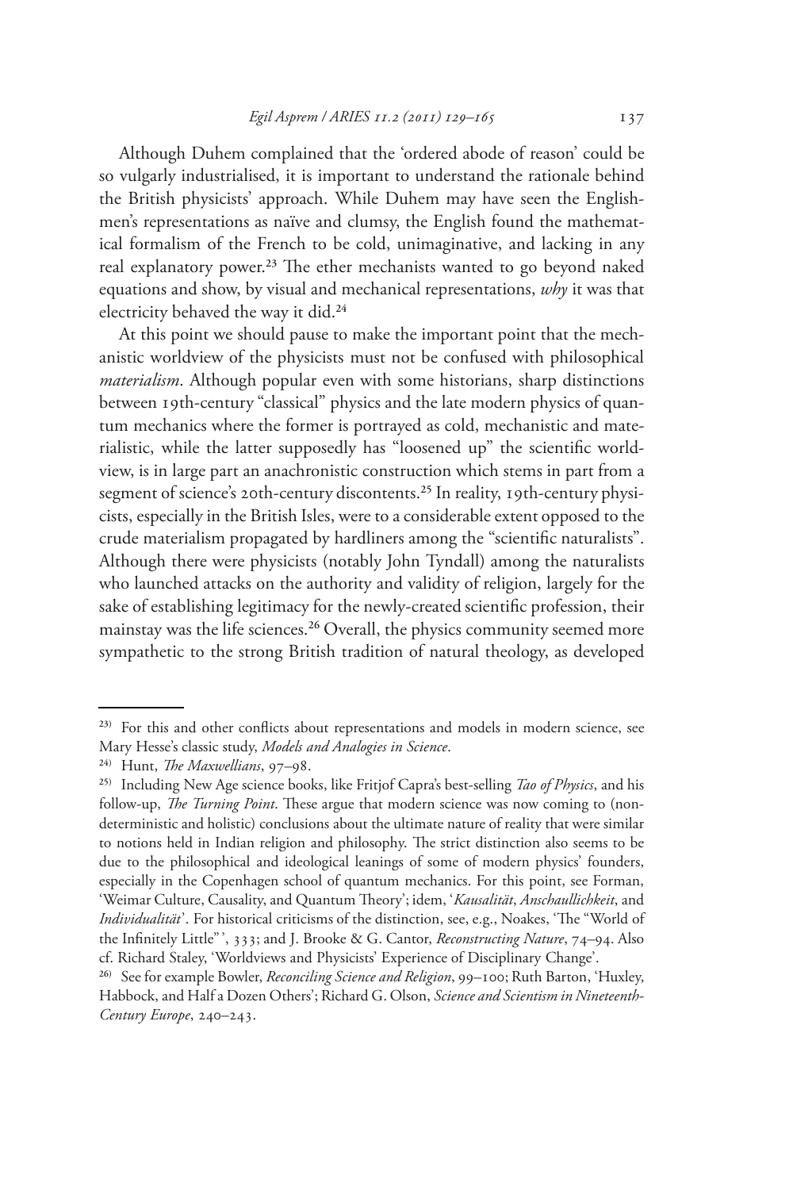Although Duhem complained that the 'ordered abode of reason' could be so vulgarly industrialised, it is important to understand the rationale behind the British physicists' approach. While Duhem may have seen the Englishmen's representations as naïve and clumsy, the English found the mathematical formalism of the French to be cold, unimaginative, and lacking in any real explanatory power.[23] The ether mechanists wanted to go beyond naked equations and show, by visual and mechanical representations, *why* it was that electricity behaved the way it did.[24]

At this point we should pause to make the important point that the mechanistic worldview of the physicists must not be confused with philosophical *materialism*. Although popular even with some historians, sharp distinctions between 19th-century "classical" physics and the late modern physics of quantum mechanics where the former is portrayed as cold, mechanistic and materialistic, while the latter supposedly has "loosened up" the scientific worldview, is in large part an anachronistic construction which stems in part from a segment of science's 20th-century discontents.[25] In reality, 19th-century physicists, especially in the British Isles, were to a considerable extent opposed to the crude materialism propagated by hardliners among the "scientific naturalists". Although there were physicists (notably John Tyndall) among the naturalists who launched attacks on the authority and validity of religion, largely for the sake of establishing legitimacy for the newly-created scientific profession, their mainstay was the life sciences.[26] Overall, the physics community seemed more sympathetic to the strong British tradition of natural theology, as developed

---

23) For this and other conflicts about representations and models in modern science, see Mary Hesse's classic study, *Models and Analogies in Science*.

24) Hunt, *The Maxwellians*, 97–98.

25) Including New Age science books, like Fritjof Capra's best-selling *Tao of Physics*, and his follow-up, *The Turning Point*. These argue that modern science was now coming to (non-deterministic and holistic) conclusions about the ultimate nature of reality that were similar to notions held in Indian religion and philosophy. The strict distinction also seems to be due to the philosophical and ideological leanings of some of modern physics' founders, especially in the Copenhagen school of quantum mechanics. For this point, see Forman, 'Weimar Culture, Causality, and Quantum Theory'; idem, '*Kausalität*, *Anschaullichkeit*, and *Individualität*'. For historical criticisms of the distinction, see, e.g., Noakes, 'The "World of the Infinitely Little"', 333; and J. Brooke & G. Cantor, *Reconstructing Nature*, 74–94. Also cf. Richard Staley, 'Worldviews and Physicists' Experience of Disciplinary Change'.

26) See for example Bowler, *Reconciling Science and Religion*, 99–100; Ruth Barton, 'Huxley, Habbock, and Half a Dozen Others'; Richard G. Olson, *Science and Scientism in Nineteenth-Century Europe*, 240–243.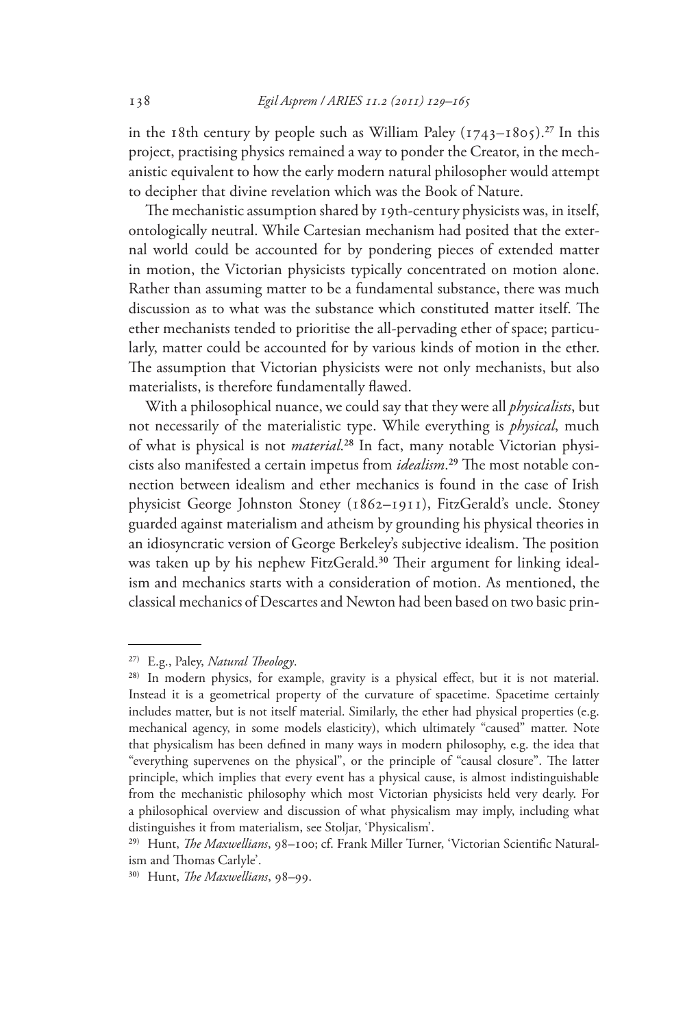in the 18th century by people such as William Paley (1743–1805).[27] In this project, practising physics remained a way to ponder the Creator, in the mechanistic equivalent to how the early modern natural philosopher would attempt to decipher that divine revelation which was the Book of Nature.

The mechanistic assumption shared by 19th-century physicists was, in itself, ontologically neutral. While Cartesian mechanism had posited that the external world could be accounted for by pondering pieces of extended matter in motion, the Victorian physicists typically concentrated on motion alone. Rather than assuming matter to be a fundamental substance, there was much discussion as to what was the substance which constituted matter itself. The ether mechanists tended to prioritise the all-pervading ether of space; particularly, matter could be accounted for by various kinds of motion in the ether. The assumption that Victorian physicists were not only mechanists, but also materialists, is therefore fundamentally flawed.

With a philosophical nuance, we could say that they were all *physicalists*, but not necessarily of the materialistic type. While everything is *physical*, much of what is physical is not *material*.[28] In fact, many notable Victorian physicists also manifested a certain impetus from *idealism*.[29] The most notable connection between idealism and ether mechanics is found in the case of Irish physicist George Johnston Stoney (1862–1911), FitzGerald's uncle. Stoney guarded against materialism and atheism by grounding his physical theories in an idiosyncratic version of George Berkeley's subjective idealism. The position was taken up by his nephew FitzGerald.[30] Their argument for linking idealism and mechanics starts with a consideration of motion. As mentioned, the classical mechanics of Descartes and Newton had been based on two basic prin-

---

[27] E.g., Paley, *Natural Theology*.

[28] In modern physics, for example, gravity is a physical effect, but it is not material. Instead it is a geometrical property of the curvature of spacetime. Spacetime certainly includes matter, but is not itself material. Similarly, the ether had physical properties (e.g. mechanical agency, in some models elasticity), which ultimately "caused" matter. Note that physicalism has been defined in many ways in modern philosophy, e.g. the idea that "everything supervenes on the physical", or the principle of "causal closure". The latter principle, which implies that every event has a physical cause, is almost indistinguishable from the mechanistic philosophy which most Victorian physicists held very dearly. For a philosophical overview and discussion of what physicalism may imply, including what distinguishes it from materialism, see Stoljar, 'Physicalism'.

[29] Hunt, *The Maxwellians*, 98–100; cf. Frank Miller Turner, 'Victorian Scientific Naturalism and Thomas Carlyle'.

[30] Hunt, *The Maxwellians*, 98–99.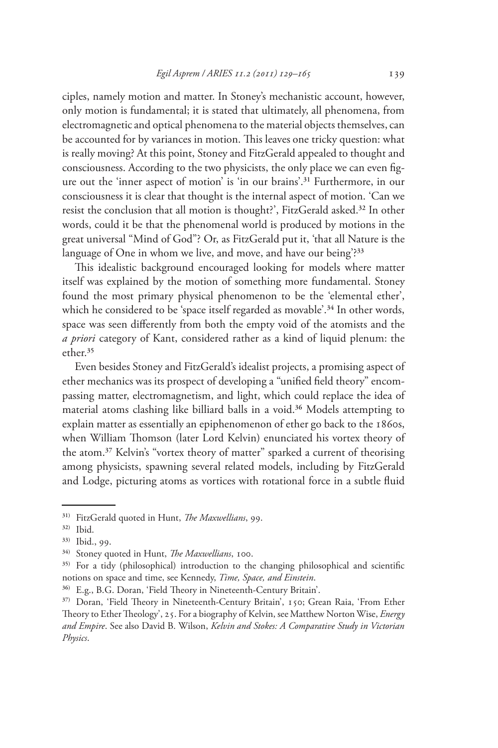ciples, namely motion and matter. In Stoney's mechanistic account, however, only motion is fundamental; it is stated that ultimately, all phenomena, from electromagnetic and optical phenomena to the material objects themselves, can be accounted for by variances in motion. This leaves one tricky question: what is really moving? At this point, Stoney and FitzGerald appealed to thought and consciousness. According to the two physicists, the only place we can even figure out the 'inner aspect of motion' is 'in our brains'.[31] Furthermore, in our consciousness it is clear that thought is the internal aspect of motion. 'Can we resist the conclusion that all motion is thought?', FitzGerald asked.[32] In other words, could it be that the phenomenal world is produced by motions in the great universal "Mind of God"? Or, as FitzGerald put it, 'that all Nature is the language of One in whom we live, and move, and have our being'?[33]

This idealistic background encouraged looking for models where matter itself was explained by the motion of something more fundamental. Stoney found the most primary physical phenomenon to be the 'elemental ether', which he considered to be 'space itself regarded as movable'.[34] In other words, space was seen differently from both the empty void of the atomists and the *a priori* category of Kant, considered rather as a kind of liquid plenum: the ether.[35]

Even besides Stoney and FitzGerald's idealist projects, a promising aspect of ether mechanics was its prospect of developing a "unified field theory" encompassing matter, electromagnetism, and light, which could replace the idea of material atoms clashing like billiard balls in a void.[36] Models attempting to explain matter as essentially an epiphenomenon of ether go back to the 1860s, when William Thomson (later Lord Kelvin) enunciated his vortex theory of the atom.[37] Kelvin's "vortex theory of matter" sparked a current of theorising among physicists, spawning several related models, including by FitzGerald and Lodge, picturing atoms as vortices with rotational force in a subtle fluid

---

[31] FitzGerald quoted in Hunt, *The Maxwellians*, 99.

[32] Ibid.

[33] Ibid., 99.

[34] Stoney quoted in Hunt, *The Maxwellians*, 100.

[35] For a tidy (philosophical) introduction to the changing philosophical and scientific notions on space and time, see Kennedy, *Time, Space, and Einstein*.

[36] E.g., B.G. Doran, 'Field Theory in Nineteenth-Century Britain'.

[37] Doran, 'Field Theory in Nineteenth-Century Britain', 150; Grean Raia, 'From Ether Theory to Ether Theology', 25. For a biography of Kelvin, see Matthew Norton Wise, *Energy and Empire*. See also David B. Wilson, *Kelvin and Stokes: A Comparative Study in Victorian Physics*.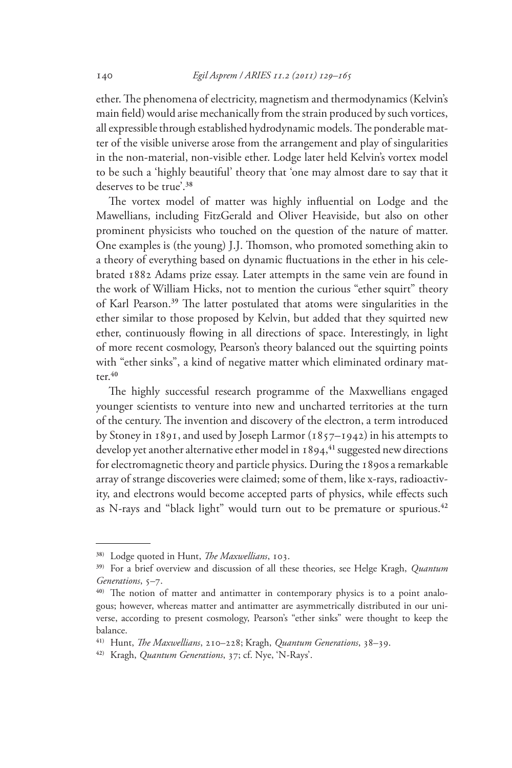ether. The phenomena of electricity, magnetism and thermodynamics (Kelvin's main field) would arise mechanically from the strain produced by such vortices, all expressible through established hydrodynamic models. The ponderable matter of the visible universe arose from the arrangement and play of singularities in the non-material, non-visible ether. Lodge later held Kelvin's vortex model to be such a 'highly beautiful' theory that 'one may almost dare to say that it deserves to be true'.[38]

The vortex model of matter was highly influential on Lodge and the Mawellians, including FitzGerald and Oliver Heaviside, but also on other prominent physicists who touched on the question of the nature of matter. One examples is (the young) J.J. Thomson, who promoted something akin to a theory of everything based on dynamic fluctuations in the ether in his celebrated 1882 Adams prize essay. Later attempts in the same vein are found in the work of William Hicks, not to mention the curious "ether squirt" theory of Karl Pearson.[39] The latter postulated that atoms were singularities in the ether similar to those proposed by Kelvin, but added that they squirted new ether, continuously flowing in all directions of space. Interestingly, in light of more recent cosmology, Pearson's theory balanced out the squirting points with "ether sinks", a kind of negative matter which eliminated ordinary matter.[40]

The highly successful research programme of the Maxwellians engaged younger scientists to venture into new and uncharted territories at the turn of the century. The invention and discovery of the electron, a term introduced by Stoney in 1891, and used by Joseph Larmor (1857–1942) in his attempts to develop yet another alternative ether model in 1894,[41] suggested new directions for electromagnetic theory and particle physics. During the 1890s a remarkable array of strange discoveries were claimed; some of them, like x-rays, radioactivity, and electrons would become accepted parts of physics, while effects such as N-rays and "black light" would turn out to be premature or spurious.[42]

---

38) Lodge quoted in Hunt, *The Maxwellians*, 103.

39) For a brief overview and discussion of all these theories, see Helge Kragh, *Quantum Generations*, 5–7.

40) The notion of matter and antimatter in contemporary physics is to a point analogous; however, whereas matter and antimatter are asymmetrically distributed in our universe, according to present cosmology, Pearson's "ether sinks" were thought to keep the balance.

41) Hunt, *The Maxwellians*, 210–228; Kragh, *Quantum Generations*, 38–39.

42) Kragh, *Quantum Generations*, 37; cf. Nye, 'N-Rays'.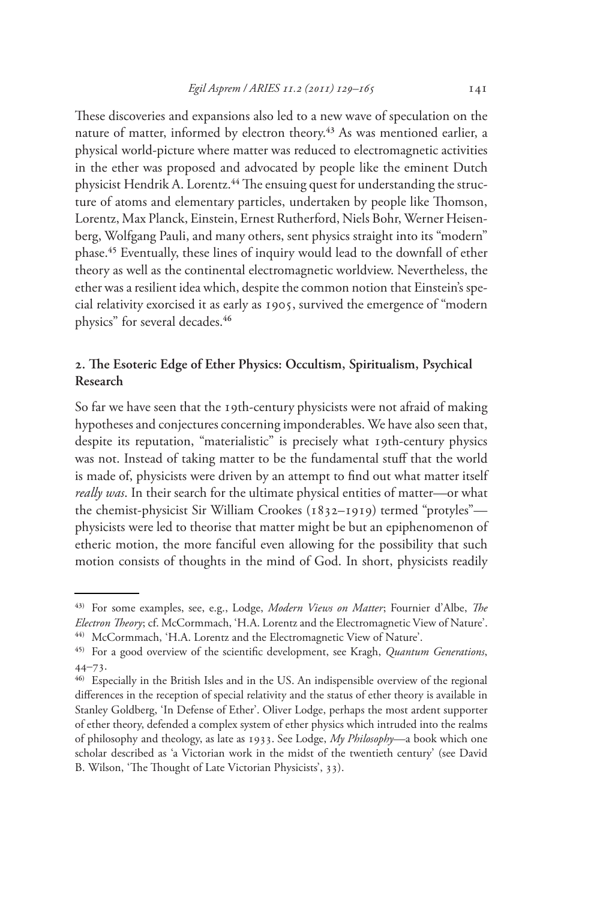These discoveries and expansions also led to a new wave of speculation on the nature of matter, informed by electron theory.[43] As was mentioned earlier, a physical world-picture where matter was reduced to electromagnetic activities in the ether was proposed and advocated by people like the eminent Dutch physicist Hendrik A. Lorentz.[44] The ensuing quest for understanding the structure of atoms and elementary particles, undertaken by people like Thomson, Lorentz, Max Planck, Einstein, Ernest Rutherford, Niels Bohr, Werner Heisenberg, Wolfgang Pauli, and many others, sent physics straight into its "modern" phase.[45] Eventually, these lines of inquiry would lead to the downfall of ether theory as well as the continental electromagnetic worldview. Nevertheless, the ether was a resilient idea which, despite the common notion that Einstein's special relativity exorcised it as early as 1905, survived the emergence of "modern physics" for several decades.[46]

## 2. The Esoteric Edge of Ether Physics: Occultism, Spiritualism, Psychical Research

So far we have seen that the 19th-century physicists were not afraid of making hypotheses and conjectures concerning imponderables. We have also seen that, despite its reputation, "materialistic" is precisely what 19th-century physics was not. Instead of taking matter to be the fundamental stuff that the world is made of, physicists were driven by an attempt to find out what matter itself *really was*. In their search for the ultimate physical entities of matter—or what the chemist-physicist Sir William Crookes (1832–1919) termed "protyles"—physicists were led to theorise that matter might be but an epiphenomenon of etheric motion, the more fanciful even allowing for the possibility that such motion consists of thoughts in the mind of God. In short, physicists readily

---

[43] For some examples, see, e.g., Lodge, *Modern Views on Matter*; Fournier d'Albe, *The Electron Theory*; cf. McCormmach, 'H.A. Lorentz and the Electromagnetic View of Nature'.

[44] McCormmach, 'H.A. Lorentz and the Electromagnetic View of Nature'.

[45] For a good overview of the scientific development, see Kragh, *Quantum Generations*, 44–73.

[46] Especially in the British Isles and in the US. An indispensible overview of the regional differences in the reception of special relativity and the status of ether theory is available in Stanley Goldberg, 'In Defense of Ether'. Oliver Lodge, perhaps the most ardent supporter of ether theory, defended a complex system of ether physics which intruded into the realms of philosophy and theology, as late as 1933. See Lodge, *My Philosophy*—a book which one scholar described as 'a Victorian work in the midst of the twentieth century' (see David B. Wilson, 'The Thought of Late Victorian Physicists', 33).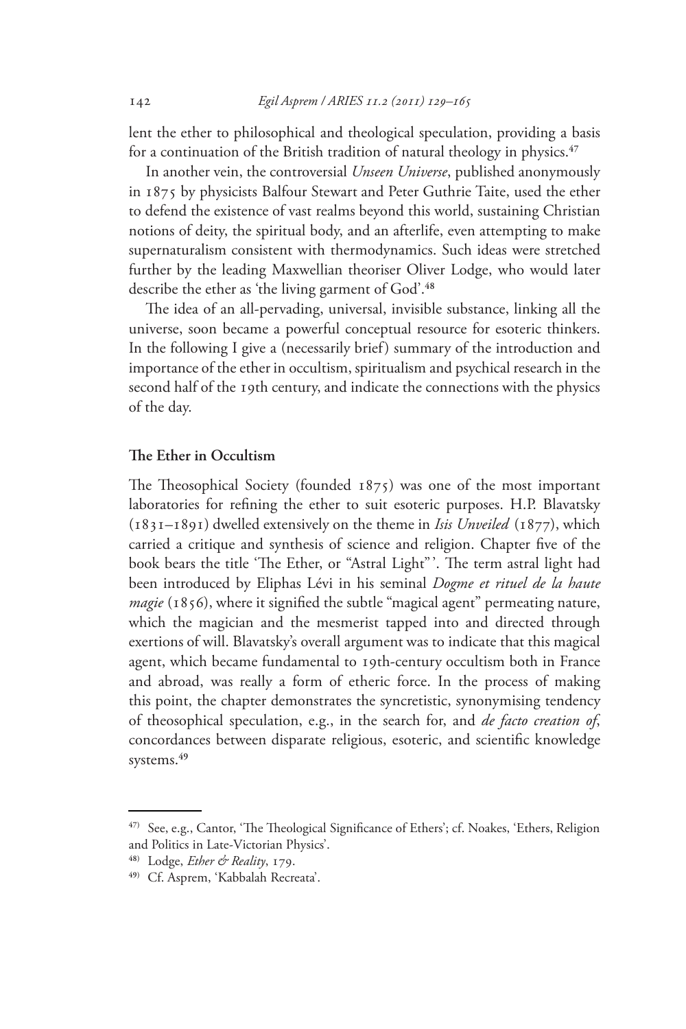lent the ether to philosophical and theological speculation, providing a basis for a continuation of the British tradition of natural theology in physics.[47]

In another vein, the controversial *Unseen Universe*, published anonymously in 1875 by physicists Balfour Stewart and Peter Guthrie Taite, used the ether to defend the existence of vast realms beyond this world, sustaining Christian notions of deity, the spiritual body, and an afterlife, even attempting to make supernaturalism consistent with thermodynamics. Such ideas were stretched further by the leading Maxwellian theoriser Oliver Lodge, who would later describe the ether as 'the living garment of God'.[48]

The idea of an all-pervading, universal, invisible substance, linking all the universe, soon became a powerful conceptual resource for esoteric thinkers. In the following I give a (necessarily brief) summary of the introduction and importance of the ether in occultism, spiritualism and psychical research in the second half of the 19th century, and indicate the connections with the physics of the day.

## The Ether in Occultism

The Theosophical Society (founded 1875) was one of the most important laboratories for refining the ether to suit esoteric purposes. H.P. Blavatsky (1831–1891) dwelled extensively on the theme in *Isis Unveiled* (1877), which carried a critique and synthesis of science and religion. Chapter five of the book bears the title 'The Ether, or "Astral Light"'. The term astral light had been introduced by Eliphas Lévi in his seminal *Dogme et rituel de la haute magie* (1856), where it signified the subtle "magical agent" permeating nature, which the magician and the mesmerist tapped into and directed through exertions of will. Blavatsky's overall argument was to indicate that this magical agent, which became fundamental to 19th-century occultism both in France and abroad, was really a form of etheric force. In the process of making this point, the chapter demonstrates the syncretistic, synonymising tendency of theosophical speculation, e.g., in the search for, and *de facto creation of*, concordances between disparate religious, esoteric, and scientific knowledge systems.[49]

---

[47] See, e.g., Cantor, 'The Theological Significance of Ethers'; cf. Noakes, 'Ethers, Religion and Politics in Late-Victorian Physics'.

[48] Lodge, *Ether & Reality*, 179.

[49] Cf. Asprem, 'Kabbalah Recreata'.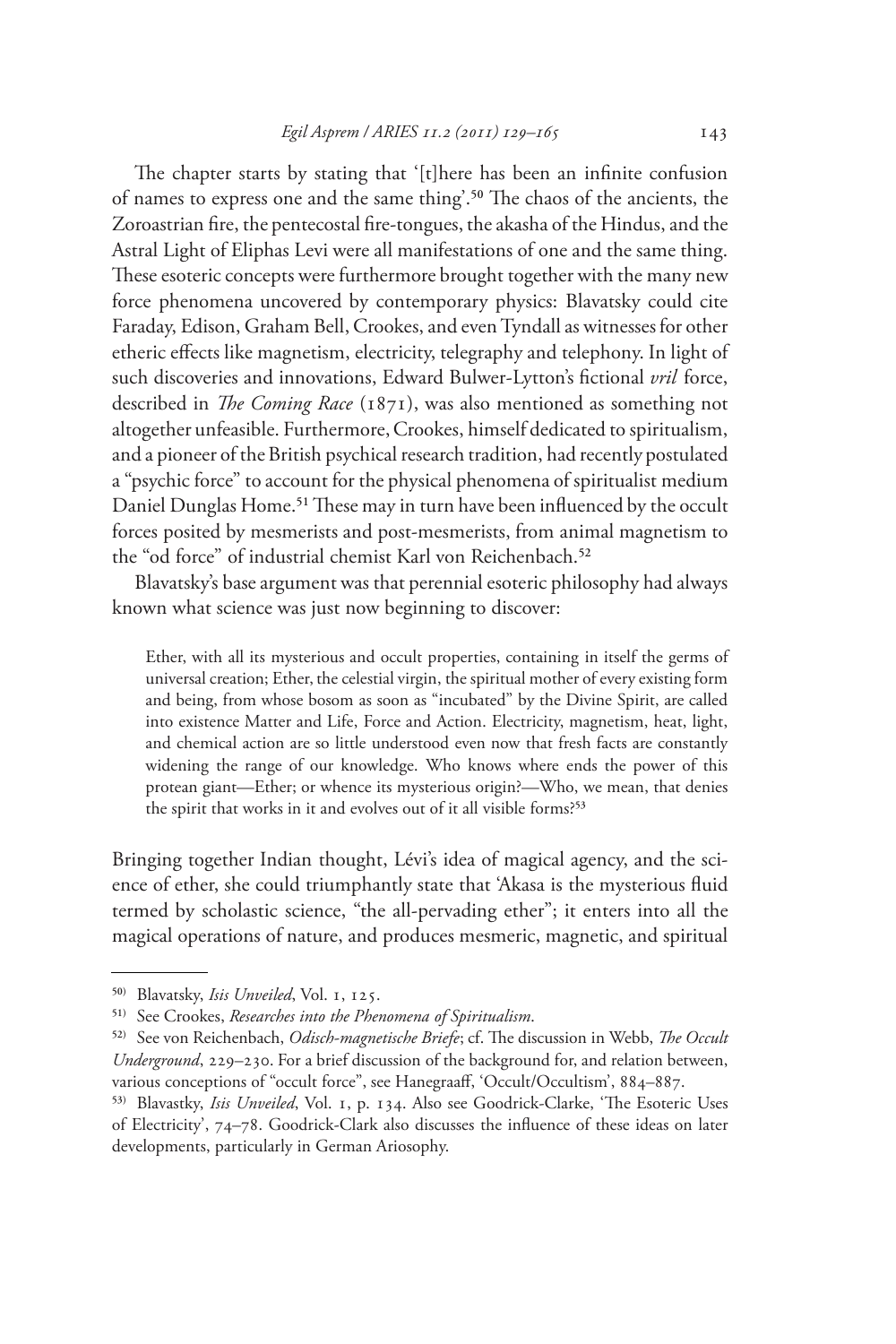The chapter starts by stating that '[t]here has been an infinite confusion of names to express one and the same thing'.[50] The chaos of the ancients, the Zoroastrian fire, the pentecostal fire-tongues, the akasha of the Hindus, and the Astral Light of Eliphas Levi were all manifestations of one and the same thing. These esoteric concepts were furthermore brought together with the many new force phenomena uncovered by contemporary physics: Blavatsky could cite Faraday, Edison, Graham Bell, Crookes, and even Tyndall as witnesses for other etheric effects like magnetism, electricity, telegraphy and telephony. In light of such discoveries and innovations, Edward Bulwer-Lytton's fictional *vril* force, described in *The Coming Race* (1871), was also mentioned as something not altogether unfeasible. Furthermore, Crookes, himself dedicated to spiritualism, and a pioneer of the British psychical research tradition, had recently postulated a "psychic force" to account for the physical phenomena of spiritualist medium Daniel Dunglas Home.[51] These may in turn have been influenced by the occult forces posited by mesmerists and post-mesmerists, from animal magnetism to the "od force" of industrial chemist Karl von Reichenbach.[52]

Blavatsky's base argument was that perennial esoteric philosophy had always known what science was just now beginning to discover:

> Ether, with all its mysterious and occult properties, containing in itself the germs of universal creation; Ether, the celestial virgin, the spiritual mother of every existing form and being, from whose bosom as soon as "incubated" by the Divine Spirit, are called into existence Matter and Life, Force and Action. Electricity, magnetism, heat, light, and chemical action are so little understood even now that fresh facts are constantly widening the range of our knowledge. Who knows where ends the power of this protean giant—Ether; or whence its mysterious origin?—Who, we mean, that denies the spirit that works in it and evolves out of it all visible forms?[53]

Bringing together Indian thought, Lévi's idea of magical agency, and the science of ether, she could triumphantly state that 'Akasa is the mysterious fluid termed by scholastic science, "the all-pervading ether"; it enters into all the magical operations of nature, and produces mesmeric, magnetic, and spiritual

---

[50] Blavatsky, *Isis Unveiled*, Vol. 1, 125.

[51] See Crookes, *Researches into the Phenomena of Spiritualism*.

[52] See von Reichenbach, *Odisch-magnetische Briefe*; cf. The discussion in Webb, *The Occult Underground*, 229–230. For a brief discussion of the background for, and relation between, various conceptions of "occult force", see Hanegraaff, 'Occult/Occultism', 884–887.

[53] Blavastky, *Isis Unveiled*, Vol. 1, p. 134. Also see Goodrick-Clarke, 'The Esoteric Uses of Electricity', 74–78. Goodrick-Clark also discusses the influence of these ideas on later developments, particularly in German Ariosophy.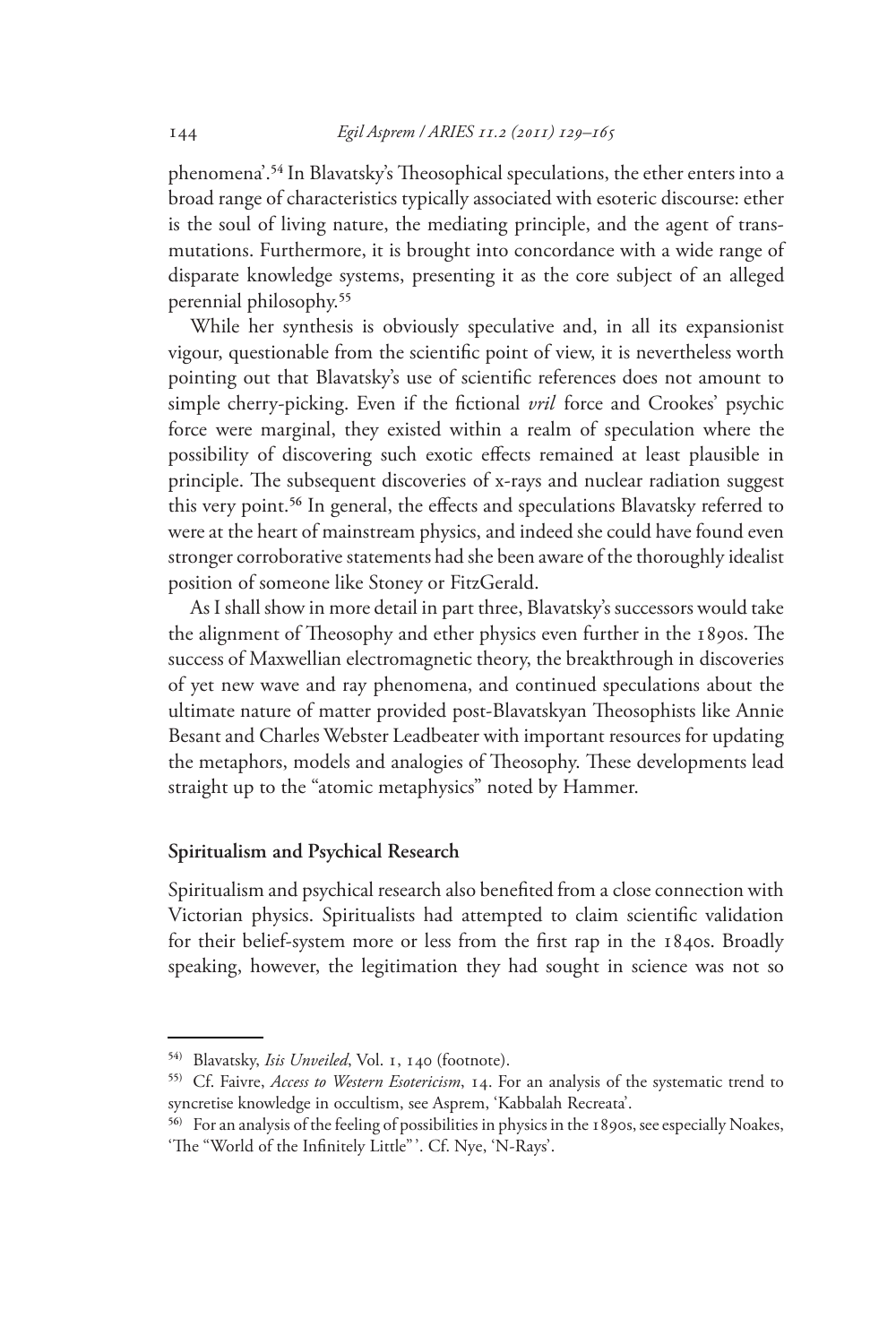phenomena'.[54] In Blavatsky's Theosophical speculations, the ether enters into a broad range of characteristics typically associated with esoteric discourse: ether is the soul of living nature, the mediating principle, and the agent of transmutations. Furthermore, it is brought into concordance with a wide range of disparate knowledge systems, presenting it as the core subject of an alleged perennial philosophy.[55]

While her synthesis is obviously speculative and, in all its expansionist vigour, questionable from the scientific point of view, it is nevertheless worth pointing out that Blavatsky's use of scientific references does not amount to simple cherry-picking. Even if the fictional *vril* force and Crookes' psychic force were marginal, they existed within a realm of speculation where the possibility of discovering such exotic effects remained at least plausible in principle. The subsequent discoveries of x-rays and nuclear radiation suggest this very point.[56] In general, the effects and speculations Blavatsky referred to were at the heart of mainstream physics, and indeed she could have found even stronger corroborative statements had she been aware of the thoroughly idealist position of someone like Stoney or FitzGerald.

As I shall show in more detail in part three, Blavatsky's successors would take the alignment of Theosophy and ether physics even further in the 1890s. The success of Maxwellian electromagnetic theory, the breakthrough in discoveries of yet new wave and ray phenomena, and continued speculations about the ultimate nature of matter provided post-Blavatskyan Theosophists like Annie Besant and Charles Webster Leadbeater with important resources for updating the metaphors, models and analogies of Theosophy. These developments lead straight up to the "atomic metaphysics" noted by Hammer.

**Spiritualism and Psychical Research**

Spiritualism and psychical research also benefited from a close connection with Victorian physics. Spiritualists had attempted to claim scientific validation for their belief-system more or less from the first rap in the 1840s. Broadly speaking, however, the legitimation they had sought in science was not so

---

54) Blavatsky, *Isis Unveiled*, Vol. 1, 140 (footnote).

55) Cf. Faivre, *Access to Western Esotericism*, 14. For an analysis of the systematic trend to syncretise knowledge in occultism, see Asprem, 'Kabbalah Recreata'.

56) For an analysis of the feeling of possibilities in physics in the 1890s, see especially Noakes, 'The "World of the Infinitely Little"'. Cf. Nye, 'N-Rays'.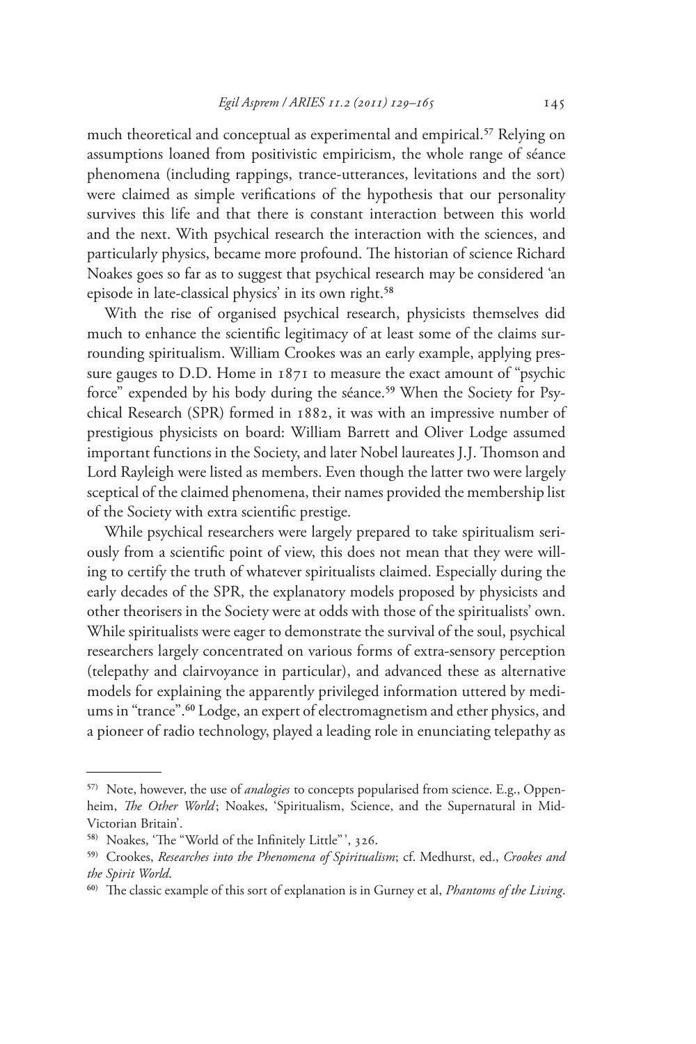much theoretical and conceptual as experimental and empirical.[57] Relying on assumptions loaned from positivistic empiricism, the whole range of séance phenomena (including rappings, trance-utterances, levitations and the sort) were claimed as simple verifications of the hypothesis that our personality survives this life and that there is constant interaction between this world and the next. With psychical research the interaction with the sciences, and particularly physics, became more profound. The historian of science Richard Noakes goes so far as to suggest that psychical research may be considered 'an episode in late-classical physics' in its own right.[58]

With the rise of organised psychical research, physicists themselves did much to enhance the scientific legitimacy of at least some of the claims surrounding spiritualism. William Crookes was an early example, applying pressure gauges to D.D. Home in 1871 to measure the exact amount of "psychic force" expended by his body during the séance.[59] When the Society for Psychical Research (SPR) formed in 1882, it was with an impressive number of prestigious physicists on board: William Barrett and Oliver Lodge assumed important functions in the Society, and later Nobel laureates J.J. Thomson and Lord Rayleigh were listed as members. Even though the latter two were largely sceptical of the claimed phenomena, their names provided the membership list of the Society with extra scientific prestige.

While psychical researchers were largely prepared to take spiritualism seriously from a scientific point of view, this does not mean that they were willing to certify the truth of whatever spiritualists claimed. Especially during the early decades of the SPR, the explanatory models proposed by physicists and other theorisers in the Society were at odds with those of the spiritualists' own. While spiritualists were eager to demonstrate the survival of the soul, psychical researchers largely concentrated on various forms of extra-sensory perception (telepathy and clairvoyance in particular), and advanced these as alternative models for explaining the apparently privileged information uttered by mediums in "trance".[60] Lodge, an expert of electromagnetism and ether physics, and a pioneer of radio technology, played a leading role in enunciating telepathy as

---

[57] Note, however, the use of *analogies* to concepts popularised from science. E.g., Oppenheim, *The Other World*; Noakes, 'Spiritualism, Science, and the Supernatural in Mid-Victorian Britain'.

[58] Noakes, 'The "World of the Infinitely Little"', 326.

[59] Crookes, *Researches into the Phenomena of Spiritualism*; cf. Medhurst, ed., *Crookes and the Spirit World*.

[60] The classic example of this sort of explanation is in Gurney et al, *Phantoms of the Living*.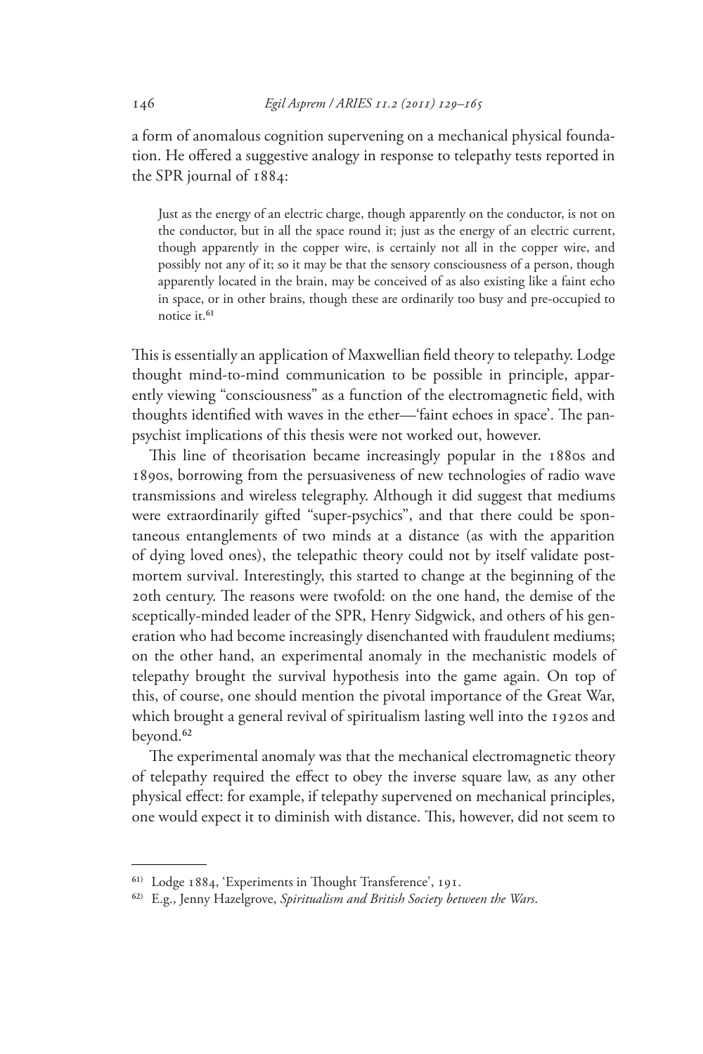a form of anomalous cognition supervening on a mechanical physical foundation. He offered a suggestive analogy in response to telepathy tests reported in the SPR journal of 1884:

> Just as the energy of an electric charge, though apparently on the conductor, is not on the conductor, but in all the space round it; just as the energy of an electric current, though apparently in the copper wire, is certainly not all in the copper wire, and possibly not any of it; so it may be that the sensory consciousness of a person, though apparently located in the brain, may be conceived of as also existing like a faint echo in space, or in other brains, though these are ordinarily too busy and pre-occupied to notice it.[61]

This is essentially an application of Maxwellian field theory to telepathy. Lodge thought mind-to-mind communication to be possible in principle, apparently viewing "consciousness" as a function of the electromagnetic field, with thoughts identified with waves in the ether—'faint echoes in space'. The panpsychist implications of this thesis were not worked out, however.

This line of theorisation became increasingly popular in the 1880s and 1890s, borrowing from the persuasiveness of new technologies of radio wave transmissions and wireless telegraphy. Although it did suggest that mediums were extraordinarily gifted "super-psychics", and that there could be spontaneous entanglements of two minds at a distance (as with the apparition of dying loved ones), the telepathic theory could not by itself validate post-mortem survival. Interestingly, this started to change at the beginning of the 20th century. The reasons were twofold: on the one hand, the demise of the sceptically-minded leader of the SPR, Henry Sidgwick, and others of his generation who had become increasingly disenchanted with fraudulent mediums; on the other hand, an experimental anomaly in the mechanistic models of telepathy brought the survival hypothesis into the game again. On top of this, of course, one should mention the pivotal importance of the Great War, which brought a general revival of spiritualism lasting well into the 1920s and beyond.[62]

The experimental anomaly was that the mechanical electromagnetic theory of telepathy required the effect to obey the inverse square law, as any other physical effect: for example, if telepathy supervened on mechanical principles, one would expect it to diminish with distance. This, however, did not seem to

---

[61] Lodge 1884, 'Experiments in Thought Transference', 191.

[62] E.g., Jenny Hazelgrove, *Spiritualism and British Society between the Wars*.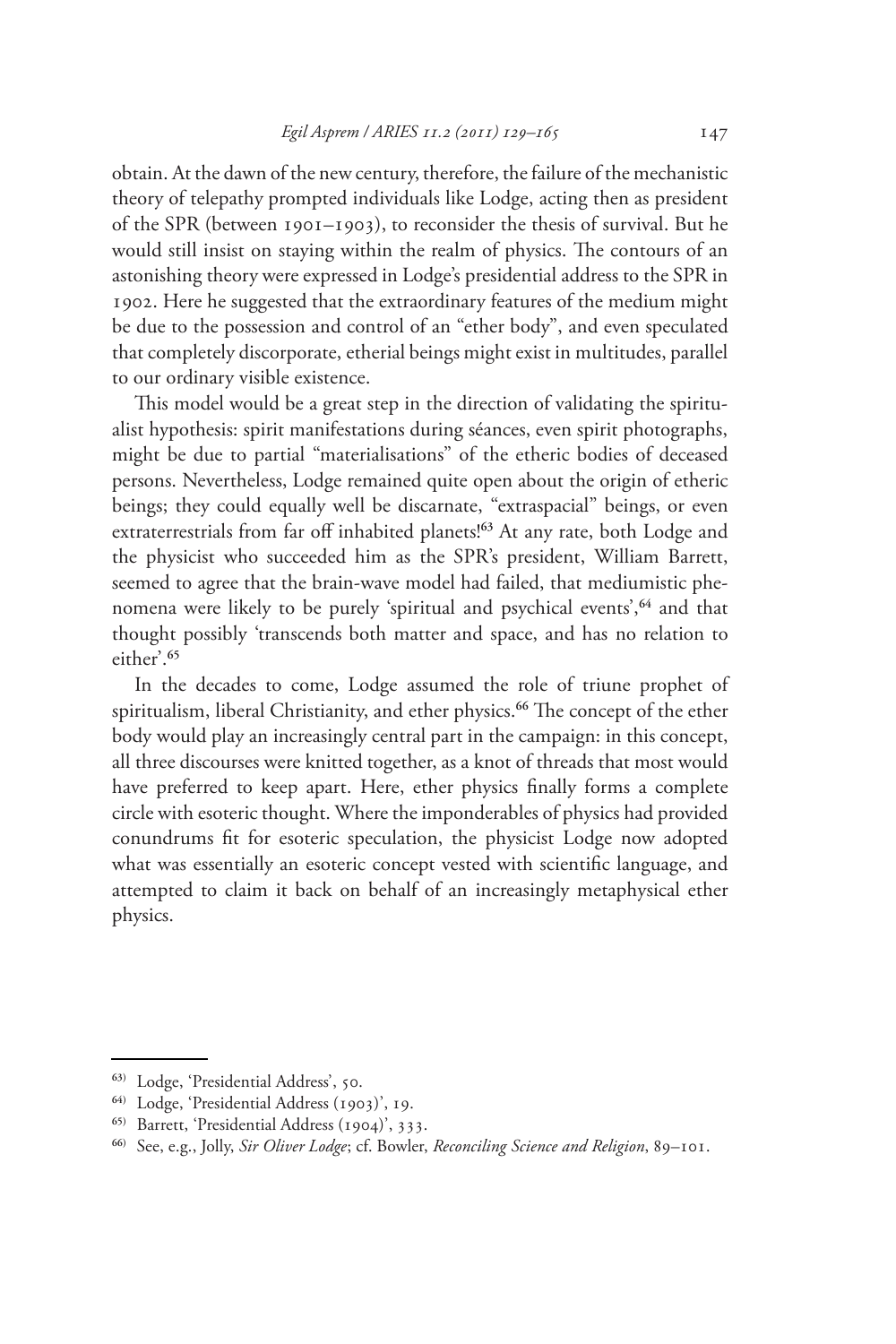obtain. At the dawn of the new century, therefore, the failure of the mechanistic theory of telepathy prompted individuals like Lodge, acting then as president of the SPR (between 1901–1903), to reconsider the thesis of survival. But he would still insist on staying within the realm of physics. The contours of an astonishing theory were expressed in Lodge's presidential address to the SPR in 1902. Here he suggested that the extraordinary features of the medium might be due to the possession and control of an "ether body", and even speculated that completely discorporate, etherial beings might exist in multitudes, parallel to our ordinary visible existence.

This model would be a great step in the direction of validating the spiritualist hypothesis: spirit manifestations during séances, even spirit photographs, might be due to partial "materialisations" of the etheric bodies of deceased persons. Nevertheless, Lodge remained quite open about the origin of etheric beings; they could equally well be discarnate, "extraspacial" beings, or even extraterrestrials from far off inhabited planets![63] At any rate, both Lodge and the physicist who succeeded him as the SPR's president, William Barrett, seemed to agree that the brain-wave model had failed, that mediumistic phenomena were likely to be purely 'spiritual and psychical events',[64] and that thought possibly 'transcends both matter and space, and has no relation to either'.[65]

In the decades to come, Lodge assumed the role of triune prophet of spiritualism, liberal Christianity, and ether physics.[66] The concept of the ether body would play an increasingly central part in the campaign: in this concept, all three discourses were knitted together, as a knot of threads that most would have preferred to keep apart. Here, ether physics finally forms a complete circle with esoteric thought. Where the imponderables of physics had provided conundrums fit for esoteric speculation, the physicist Lodge now adopted what was essentially an esoteric concept vested with scientific language, and attempted to claim it back on behalf of an increasingly metaphysical ether physics.

---

[63] Lodge, 'Presidential Address', 50.

[64] Lodge, 'Presidential Address (1903)', 19.

[65] Barrett, 'Presidential Address (1904)', 333.

[66] See, e.g., Jolly, *Sir Oliver Lodge*; cf. Bowler, *Reconciling Science and Religion*, 89–101.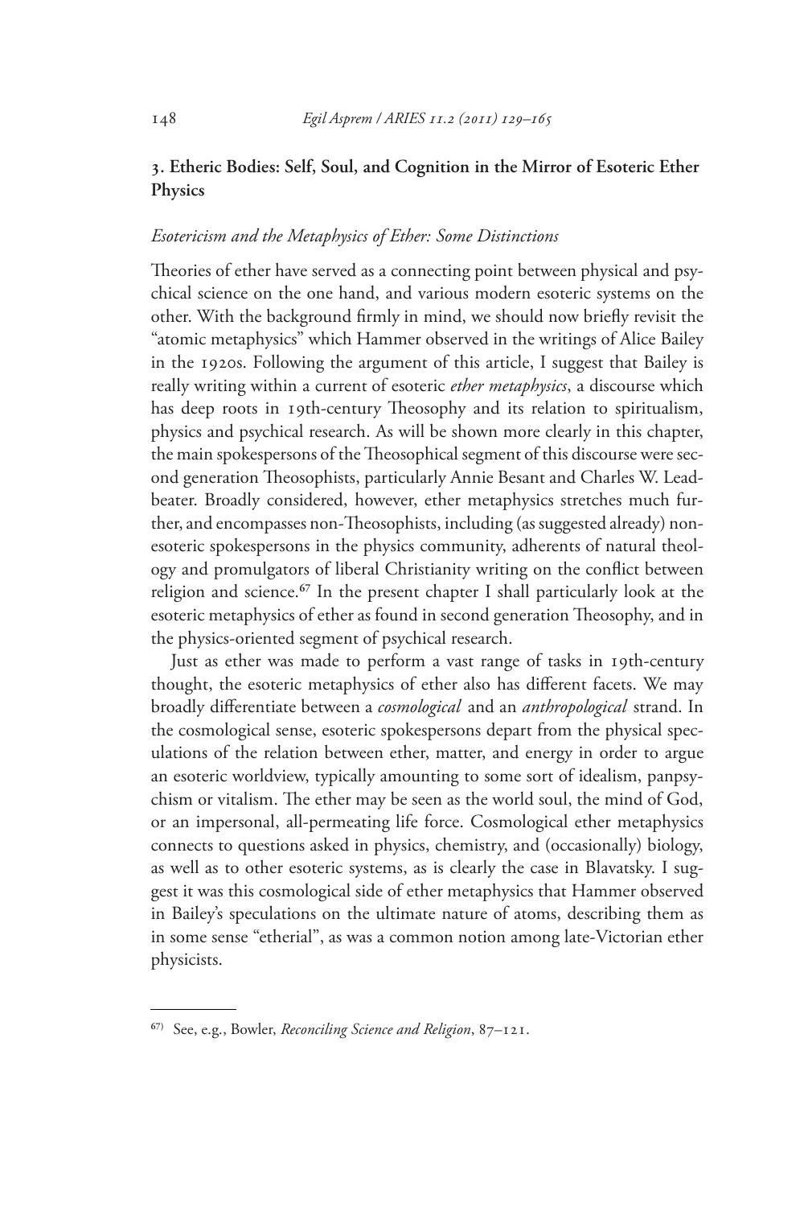## 3. Etheric Bodies: Self, Soul, and Cognition in the Mirror of Esoteric Ether Physics

### *Esotericism and the Metaphysics of Ether: Some Distinctions*

Theories of ether have served as a connecting point between physical and psychical science on the one hand, and various modern esoteric systems on the other. With the background firmly in mind, we should now briefly revisit the "atomic metaphysics" which Hammer observed in the writings of Alice Bailey in the 1920s. Following the argument of this article, I suggest that Bailey is really writing within a current of esoteric *ether metaphysics*, a discourse which has deep roots in 19th-century Theosophy and its relation to spiritualism, physics and psychical research. As will be shown more clearly in this chapter, the main spokespersons of the Theosophical segment of this discourse were second generation Theosophists, particularly Annie Besant and Charles W. Leadbeater. Broadly considered, however, ether metaphysics stretches much further, and encompasses non-Theosophists, including (as suggested already) non-esoteric spokespersons in the physics community, adherents of natural theology and promulgators of liberal Christianity writing on the conflict between religion and science.[67] In the present chapter I shall particularly look at the esoteric metaphysics of ether as found in second generation Theosophy, and in the physics-oriented segment of psychical research.

Just as ether was made to perform a vast range of tasks in 19th-century thought, the esoteric metaphysics of ether also has different facets. We may broadly differentiate between a *cosmological* and an *anthropological* strand. In the cosmological sense, esoteric spokespersons depart from the physical speculations of the relation between ether, matter, and energy in order to argue an esoteric worldview, typically amounting to some sort of idealism, panpsychism or vitalism. The ether may be seen as the world soul, the mind of God, or an impersonal, all-permeating life force. Cosmological ether metaphysics connects to questions asked in physics, chemistry, and (occasionally) biology, as well as to other esoteric systems, as is clearly the case in Blavatsky. I suggest it was this cosmological side of ether metaphysics that Hammer observed in Bailey's speculations on the ultimate nature of atoms, describing them as in some sense "etherial", as was a common notion among late-Victorian ether physicists.

---

[67] See, e.g., Bowler, *Reconciling Science and Religion*, 87–121.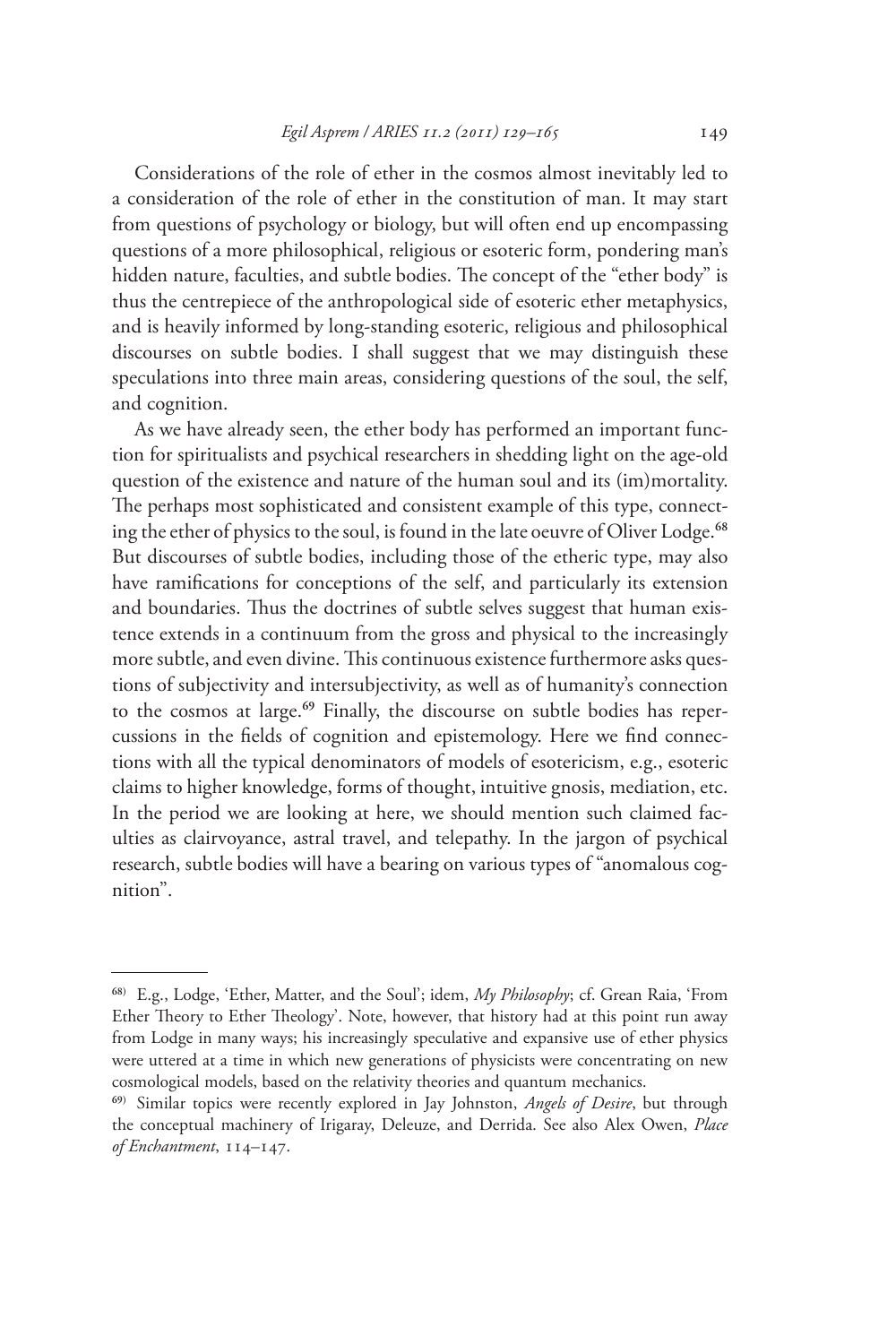Considerations of the role of ether in the cosmos almost inevitably led to a consideration of the role of ether in the constitution of man. It may start from questions of psychology or biology, but will often end up encompassing questions of a more philosophical, religious or esoteric form, pondering man's hidden nature, faculties, and subtle bodies. The concept of the "ether body" is thus the centrepiece of the anthropological side of esoteric ether metaphysics, and is heavily informed by long-standing esoteric, religious and philosophical discourses on subtle bodies. I shall suggest that we may distinguish these speculations into three main areas, considering questions of the soul, the self, and cognition.

As we have already seen, the ether body has performed an important function for spiritualists and psychical researchers in shedding light on the age-old question of the existence and nature of the human soul and its (im)mortality. The perhaps most sophisticated and consistent example of this type, connecting the ether of physics to the soul, is found in the late oeuvre of Oliver Lodge.[68] But discourses of subtle bodies, including those of the etheric type, may also have ramifications for conceptions of the self, and particularly its extension and boundaries. Thus the doctrines of subtle selves suggest that human existence extends in a continuum from the gross and physical to the increasingly more subtle, and even divine. This continuous existence furthermore asks questions of subjectivity and intersubjectivity, as well as of humanity's connection to the cosmos at large.[69] Finally, the discourse on subtle bodies has repercussions in the fields of cognition and epistemology. Here we find connections with all the typical denominators of models of esotericism, e.g., esoteric claims to higher knowledge, forms of thought, intuitive gnosis, mediation, etc. In the period we are looking at here, we should mention such claimed faculties as clairvoyance, astral travel, and telepathy. In the jargon of psychical research, subtle bodies will have a bearing on various types of "anomalous cognition".

---

[68] E.g., Lodge, 'Ether, Matter, and the Soul'; idem, *My Philosophy*; cf. Grean Raia, 'From Ether Theory to Ether Theology'. Note, however, that history had at this point run away from Lodge in many ways; his increasingly speculative and expansive use of ether physics were uttered at a time in which new generations of physicists were concentrating on new cosmological models, based on the relativity theories and quantum mechanics.

[69] Similar topics were recently explored in Jay Johnston, *Angels of Desire*, but through the conceptual machinery of Irigaray, Deleuze, and Derrida. See also Alex Owen, *Place of Enchantment*, 114–147.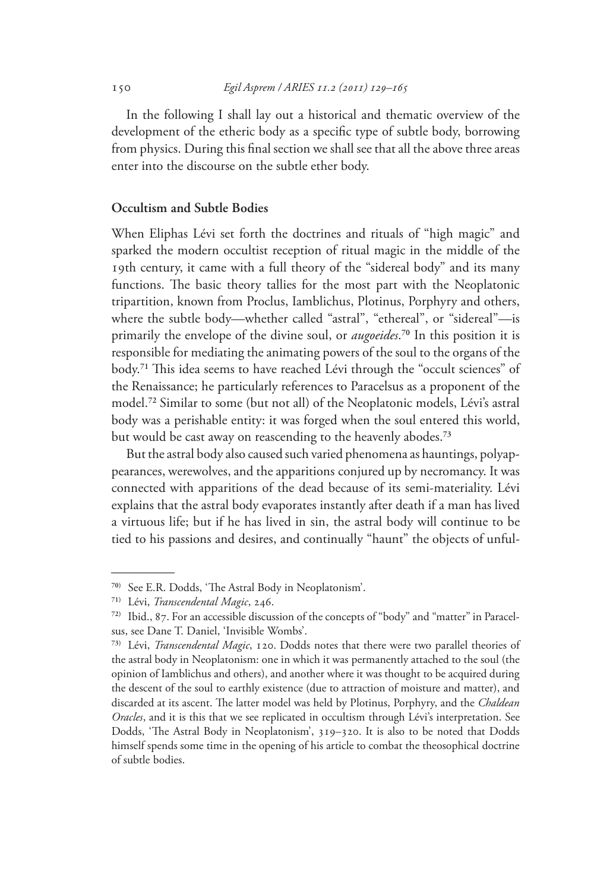In the following I shall lay out a historical and thematic overview of the development of the etheric body as a specific type of subtle body, borrowing from physics. During this final section we shall see that all the above three areas enter into the discourse on the subtle ether body.

## Occultism and Subtle Bodies

When Eliphas Lévi set forth the doctrines and rituals of "high magic" and sparked the modern occultist reception of ritual magic in the middle of the 19th century, it came with a full theory of the "sidereal body" and its many functions. The basic theory tallies for the most part with the Neoplatonic tripartition, known from Proclus, Iamblichus, Plotinus, Porphyry and others, where the subtle body—whether called "astral", "ethereal", or "sidereal"—is primarily the envelope of the divine soul, or *augoeides*.[70] In this position it is responsible for mediating the animating powers of the soul to the organs of the body.[71] This idea seems to have reached Lévi through the "occult sciences" of the Renaissance; he particularly references to Paracelsus as a proponent of the model.[72] Similar to some (but not all) of the Neoplatonic models, Lévi's astral body was a perishable entity: it was forged when the soul entered this world, but would be cast away on reascending to the heavenly abodes.[73]

But the astral body also caused such varied phenomena as hauntings, polyappearances, werewolves, and the apparitions conjured up by necromancy. It was connected with apparitions of the dead because of its semi-materiality. Lévi explains that the astral body evaporates instantly after death if a man has lived a virtuous life; but if he has lived in sin, the astral body will continue to be tied to his passions and desires, and continually "haunt" the objects of unful-

---

70) See E.R. Dodds, 'The Astral Body in Neoplatonism'.

71) Lévi, *Transcendental Magic*, 246.

72) Ibid., 87. For an accessible discussion of the concepts of "body" and "matter" in Paracelsus, see Dane T. Daniel, 'Invisible Wombs'.

73) Lévi, *Transcendental Magic*, 120. Dodds notes that there were two parallel theories of the astral body in Neoplatonism: one in which it was permanently attached to the soul (the opinion of Iamblichus and others), and another where it was thought to be acquired during the descent of the soul to earthly existence (due to attraction of moisture and matter), and discarded at its ascent. The latter model was held by Plotinus, Porphyry, and the *Chaldean Oracles*, and it is this that we see replicated in occultism through Lévi's interpretation. See Dodds, 'The Astral Body in Neoplatonism', 319–320. It is also to be noted that Dodds himself spends some time in the opening of his article to combat the theosophical doctrine of subtle bodies.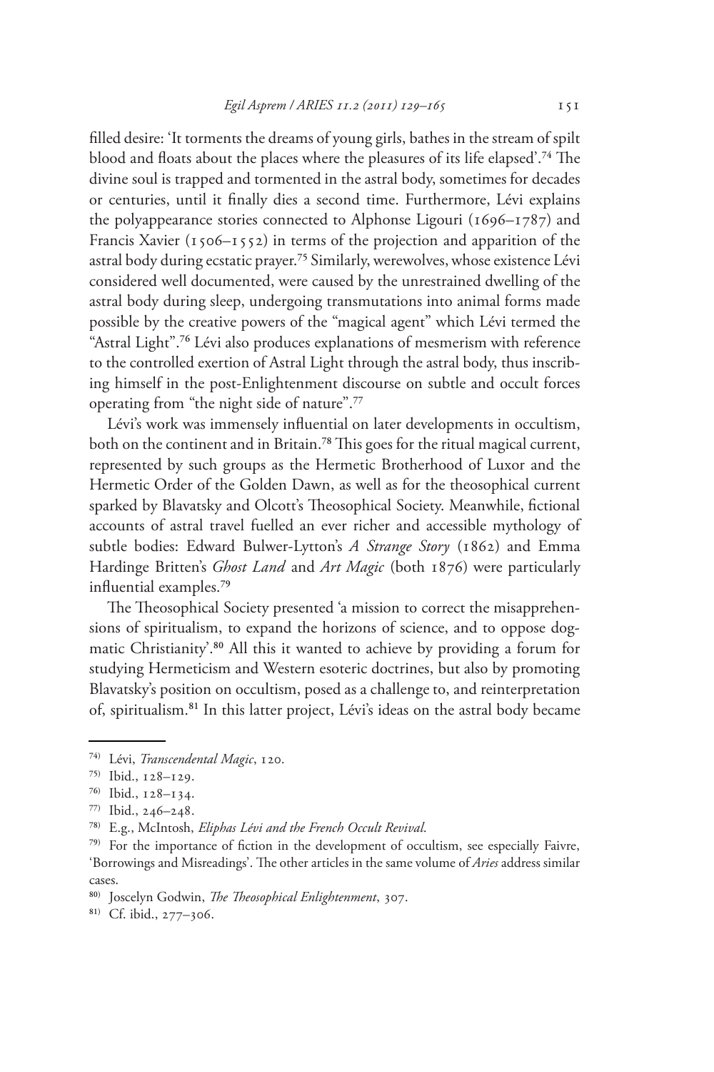filled desire: 'It torments the dreams of young girls, bathes in the stream of spilt blood and floats about the places where the pleasures of its life elapsed'.[74] The divine soul is trapped and tormented in the astral body, sometimes for decades or centuries, until it finally dies a second time. Furthermore, Lévi explains the polyappearance stories connected to Alphonse Ligouri (1696–1787) and Francis Xavier (1506–1552) in terms of the projection and apparition of the astral body during ecstatic prayer.[75] Similarly, werewolves, whose existence Lévi considered well documented, were caused by the unrestrained dwelling of the astral body during sleep, undergoing transmutations into animal forms made possible by the creative powers of the "magical agent" which Lévi termed the "Astral Light".[76] Lévi also produces explanations of mesmerism with reference to the controlled exertion of Astral Light through the astral body, thus inscribing himself in the post-Enlightenment discourse on subtle and occult forces operating from "the night side of nature".[77]

Lévi's work was immensely influential on later developments in occultism, both on the continent and in Britain.[78] This goes for the ritual magical current, represented by such groups as the Hermetic Brotherhood of Luxor and the Hermetic Order of the Golden Dawn, as well as for the theosophical current sparked by Blavatsky and Olcott's Theosophical Society. Meanwhile, fictional accounts of astral travel fuelled an ever richer and accessible mythology of subtle bodies: Edward Bulwer-Lytton's *A Strange Story* (1862) and Emma Hardinge Britten's *Ghost Land* and *Art Magic* (both 1876) were particularly influential examples.[79]

The Theosophical Society presented 'a mission to correct the misapprehensions of spiritualism, to expand the horizons of science, and to oppose dogmatic Christianity'.[80] All this it wanted to achieve by providing a forum for studying Hermeticism and Western esoteric doctrines, but also by promoting Blavatsky's position on occultism, posed as a challenge to, and reinterpretation of, spiritualism.[81] In this latter project, Lévi's ideas on the astral body became

---

74) Lévi, *Transcendental Magic*, 120.

75) Ibid., 128–129.

76) Ibid., 128–134.

77) Ibid., 246–248.

78) E.g., McIntosh, *Eliphas Lévi and the French Occult Revival*.

79) For the importance of fiction in the development of occultism, see especially Faivre, 'Borrowings and Misreadings'. The other articles in the same volume of *Aries* address similar cases.

80) Joscelyn Godwin, *The Theosophical Enlightenment*, 307.

81) Cf. ibid., 277–306.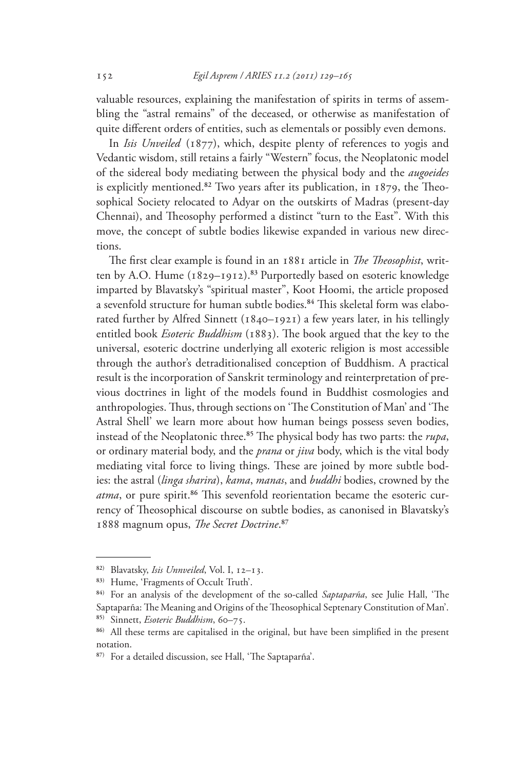valuable resources, explaining the manifestation of spirits in terms of assembling the "astral remains" of the deceased, or otherwise as manifestation of quite different orders of entities, such as elementals or possibly even demons.

In *Isis Unveiled* (1877), which, despite plenty of references to yogis and Vedantic wisdom, still retains a fairly "Western" focus, the Neoplatonic model of the sidereal body mediating between the physical body and the *augoeides* is explicitly mentioned.[82] Two years after its publication, in 1879, the Theosophical Society relocated to Adyar on the outskirts of Madras (present-day Chennai), and Theosophy performed a distinct "turn to the East". With this move, the concept of subtle bodies likewise expanded in various new directions.

The first clear example is found in an 1881 article in *The Theosophist*, written by A.O. Hume (1829–1912).[83] Purportedly based on esoteric knowledge imparted by Blavatsky's "spiritual master", Koot Hoomi, the article proposed a sevenfold structure for human subtle bodies.[84] This skeletal form was elaborated further by Alfred Sinnett (1840–1921) a few years later, in his tellingly entitled book *Esoteric Buddhism* (1883). The book argued that the key to the universal, esoteric doctrine underlying all exoteric religion is most accessible through the author's detraditionalised conception of Buddhism. A practical result is the incorporation of Sanskrit terminology and reinterpretation of previous doctrines in light of the models found in Buddhist cosmologies and anthropologies. Thus, through sections on 'The Constitution of Man' and 'The Astral Shell' we learn more about how human beings possess seven bodies, instead of the Neoplatonic three.[85] The physical body has two parts: the *rupa*, or ordinary material body, and the *prana* or *jiva* body, which is the vital body mediating vital force to living things. These are joined by more subtle bodies: the astral (*linga sharira*), *kama*, *manas*, and *buddhi* bodies, crowned by the *atma*, or pure spirit.[86] This sevenfold reorientation became the esoteric currency of Theosophical discourse on subtle bodies, as canonised in Blavatsky's 1888 magnum opus, *The Secret Doctrine*.[87]

---

[82] Blavatsky, *Isis Unnveiled*, Vol. I, 12–13.

[83] Hume, 'Fragments of Occult Truth'.

[84] For an analysis of the development of the so-called *Saptaparña*, see Julie Hall, 'The Saptaparña: The Meaning and Origins of the Theosophical Septenary Constitution of Man'.

[85] Sinnett, *Esoteric Buddhism*, 60–75.

[86] All these terms are capitalised in the original, but have been simplified in the present notation.

[87] For a detailed discussion, see Hall, 'The Saptaparña'.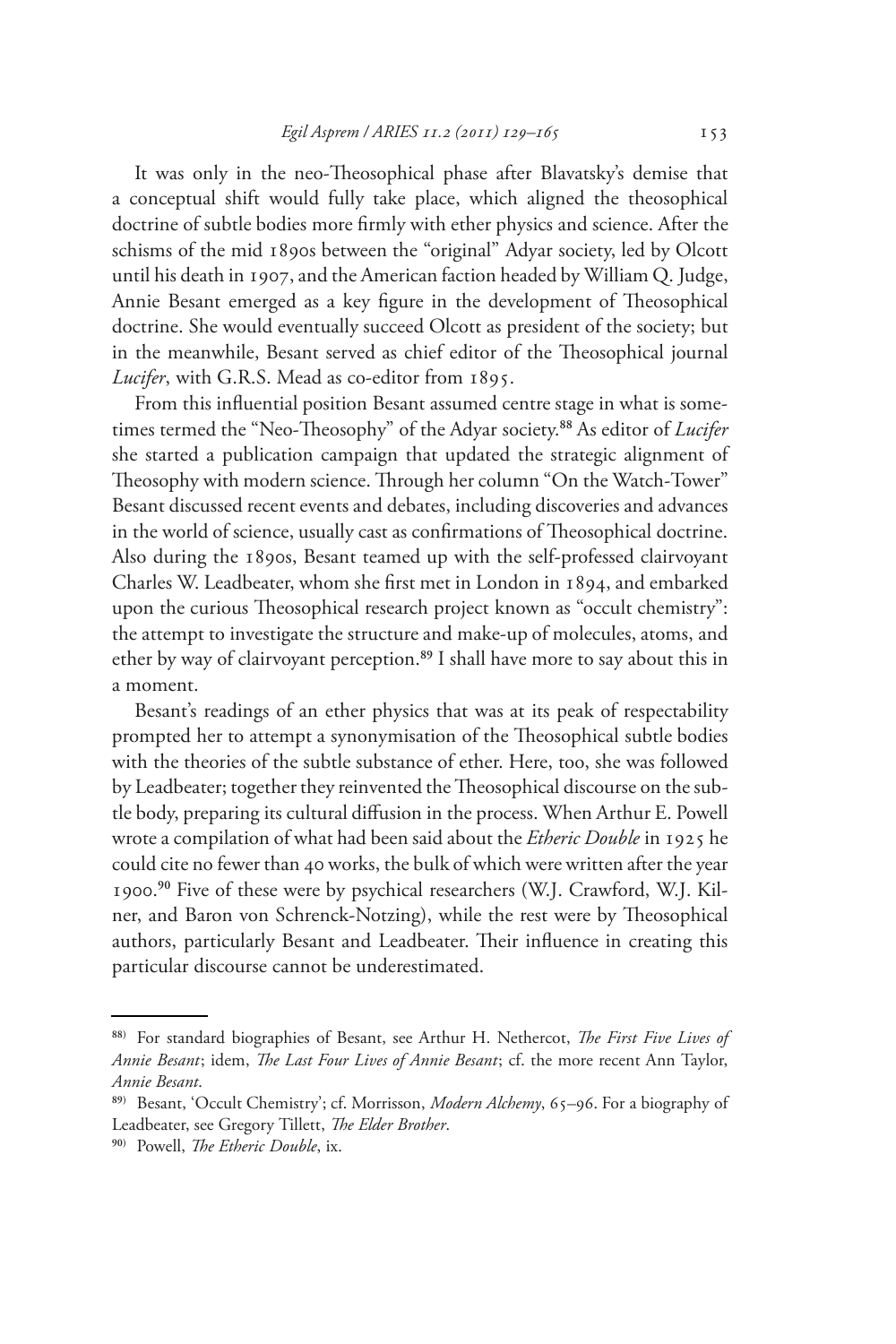It was only in the neo-Theosophical phase after Blavatsky's demise that a conceptual shift would fully take place, which aligned the theosophical doctrine of subtle bodies more firmly with ether physics and science. After the schisms of the mid 1890s between the "original" Adyar society, led by Olcott until his death in 1907, and the American faction headed by William Q. Judge, Annie Besant emerged as a key figure in the development of Theosophical doctrine. She would eventually succeed Olcott as president of the society; but in the meanwhile, Besant served as chief editor of the Theosophical journal *Lucifer*, with G.R.S. Mead as co-editor from 1895.

From this influential position Besant assumed centre stage in what is sometimes termed the "Neo-Theosophy" of the Adyar society.[88] As editor of *Lucifer* she started a publication campaign that updated the strategic alignment of Theosophy with modern science. Through her column "On the Watch-Tower" Besant discussed recent events and debates, including discoveries and advances in the world of science, usually cast as confirmations of Theosophical doctrine. Also during the 1890s, Besant teamed up with the self-professed clairvoyant Charles W. Leadbeater, whom she first met in London in 1894, and embarked upon the curious Theosophical research project known as "occult chemistry": the attempt to investigate the structure and make-up of molecules, atoms, and ether by way of clairvoyant perception.[89] I shall have more to say about this in a moment.

Besant's readings of an ether physics that was at its peak of respectability prompted her to attempt a synonymisation of the Theosophical subtle bodies with the theories of the subtle substance of ether. Here, too, she was followed by Leadbeater; together they reinvented the Theosophical discourse on the subtle body, preparing its cultural diffusion in the process. When Arthur E. Powell wrote a compilation of what had been said about the *Etheric Double* in 1925 he could cite no fewer than 40 works, the bulk of which were written after the year 1900.[90] Five of these were by psychical researchers (W.J. Crawford, W.J. Kilner, and Baron von Schrenck-Notzing), while the rest were by Theosophical authors, particularly Besant and Leadbeater. Their influence in creating this particular discourse cannot be underestimated.

---

[88] For standard biographies of Besant, see Arthur H. Nethercot, *The First Five Lives of Annie Besant*; idem, *The Last Four Lives of Annie Besant*; cf. the more recent Ann Taylor, *Annie Besant*.

[89] Besant, 'Occult Chemistry'; cf. Morrisson, *Modern Alchemy*, 65–96. For a biography of Leadbeater, see Gregory Tillett, *The Elder Brother*.

[90] Powell, *The Etheric Double*, ix.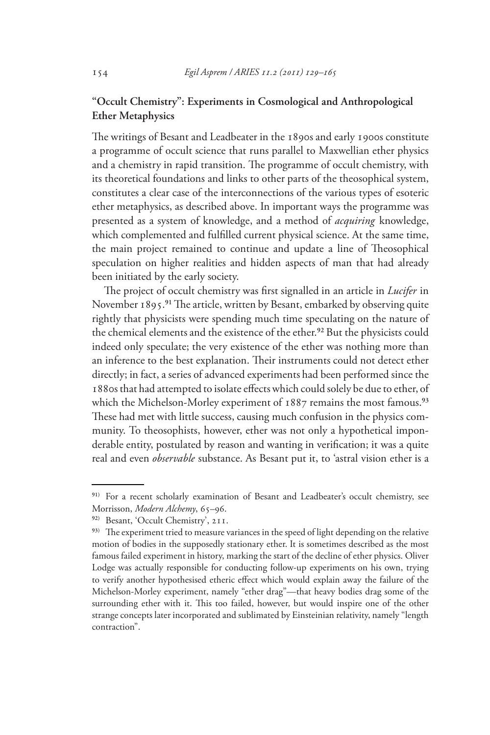## "Occult Chemistry": Experiments in Cosmological and Anthropological Ether Metaphysics

The writings of Besant and Leadbeater in the 1890s and early 1900s constitute a programme of occult science that runs parallel to Maxwellian ether physics and a chemistry in rapid transition. The programme of occult chemistry, with its theoretical foundations and links to other parts of the theosophical system, constitutes a clear case of the interconnections of the various types of esoteric ether metaphysics, as described above. In important ways the programme was presented as a system of knowledge, and a method of *acquiring* knowledge, which complemented and fulfilled current physical science. At the same time, the main project remained to continue and update a line of Theosophical speculation on higher realities and hidden aspects of man that had already been initiated by the early society.

The project of occult chemistry was first signalled in an article in *Lucifer* in November 1895.[91] The article, written by Besant, embarked by observing quite rightly that physicists were spending much time speculating on the nature of the chemical elements and the existence of the ether.[92] But the physicists could indeed only speculate; the very existence of the ether was nothing more than an inference to the best explanation. Their instruments could not detect ether directly; in fact, a series of advanced experiments had been performed since the 1880s that had attempted to isolate effects which could solely be due to ether, of which the Michelson-Morley experiment of 1887 remains the most famous.[93] These had met with little success, causing much confusion in the physics community. To theosophists, however, ether was not only a hypothetical imponderable entity, postulated by reason and wanting in verification; it was a quite real and even *observable* substance. As Besant put it, to 'astral vision ether is a

---

91) For a recent scholarly examination of Besant and Leadbeater's occult chemistry, see Morrisson, *Modern Alchemy*, 65–96.

92) Besant, 'Occult Chemistry', 211.

93) The experiment tried to measure variances in the speed of light depending on the relative motion of bodies in the supposedly stationary ether. It is sometimes described as the most famous failed experiment in history, marking the start of the decline of ether physics. Oliver Lodge was actually responsible for conducting follow-up experiments on his own, trying to verify another hypothesised etheric effect which would explain away the failure of the Michelson-Morley experiment, namely "ether drag"—that heavy bodies drag some of the surrounding ether with it. This too failed, however, but would inspire one of the other strange concepts later incorporated and sublimated by Einsteinian relativity, namely "length contraction".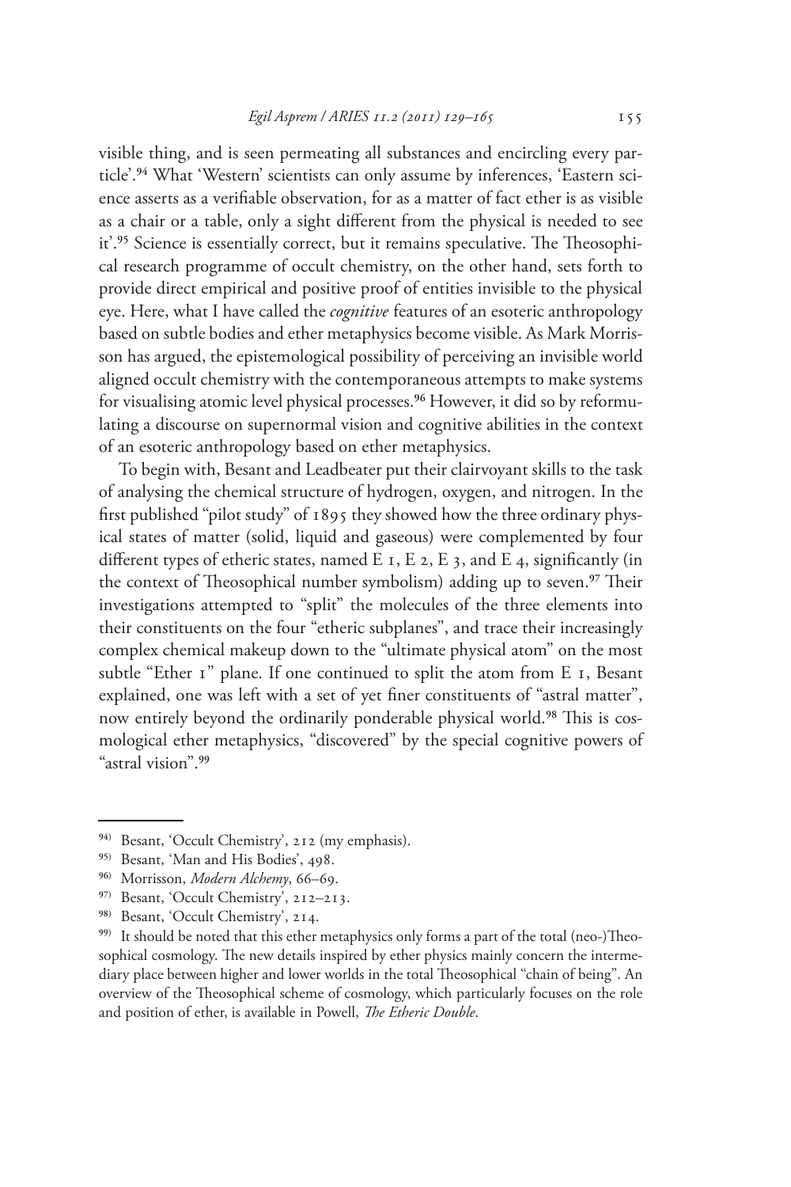visible thing, and is seen permeating all substances and encircling every particle'.[94] What 'Western' scientists can only assume by inferences, 'Eastern science asserts as a verifiable observation, for as a matter of fact ether is as visible as a chair or a table, only a sight different from the physical is needed to see it'.[95] Science is essentially correct, but it remains speculative. The Theosophical research programme of occult chemistry, on the other hand, sets forth to provide direct empirical and positive proof of entities invisible to the physical eye. Here, what I have called the *cognitive* features of an esoteric anthropology based on subtle bodies and ether metaphysics become visible. As Mark Morrisson has argued, the epistemological possibility of perceiving an invisible world aligned occult chemistry with the contemporaneous attempts to make systems for visualising atomic level physical processes.[96] However, it did so by reformulating a discourse on supernormal vision and cognitive abilities in the context of an esoteric anthropology based on ether metaphysics.

To begin with, Besant and Leadbeater put their clairvoyant skills to the task of analysing the chemical structure of hydrogen, oxygen, and nitrogen. In the first published "pilot study" of 1895 they showed how the three ordinary physical states of matter (solid, liquid and gaseous) were complemented by four different types of etheric states, named E 1, E 2, E 3, and E 4, significantly (in the context of Theosophical number symbolism) adding up to seven.[97] Their investigations attempted to "split" the molecules of the three elements into their constituents on the four "etheric subplanes", and trace their increasingly complex chemical makeup down to the "ultimate physical atom" on the most subtle "Ether 1" plane. If one continued to split the atom from E 1, Besant explained, one was left with a set of yet finer constituents of "astral matter", now entirely beyond the ordinarily ponderable physical world.[98] This is cosmological ether metaphysics, "discovered" by the special cognitive powers of "astral vision".[99]

---

94) Besant, 'Occult Chemistry', 212 (my emphasis).

95) Besant, 'Man and His Bodies', 498.

96) Morrisson, *Modern Alchemy*, 66–69.

97) Besant, 'Occult Chemistry', 212–213.

98) Besant, 'Occult Chemistry', 214.

99) It should be noted that this ether metaphysics only forms a part of the total (neo-)Theosophical cosmology. The new details inspired by ether physics mainly concern the intermediary place between higher and lower worlds in the total Theosophical "chain of being". An overview of the Theosophical scheme of cosmology, which particularly focuses on the role and position of ether, is available in Powell, *The Etheric Double*.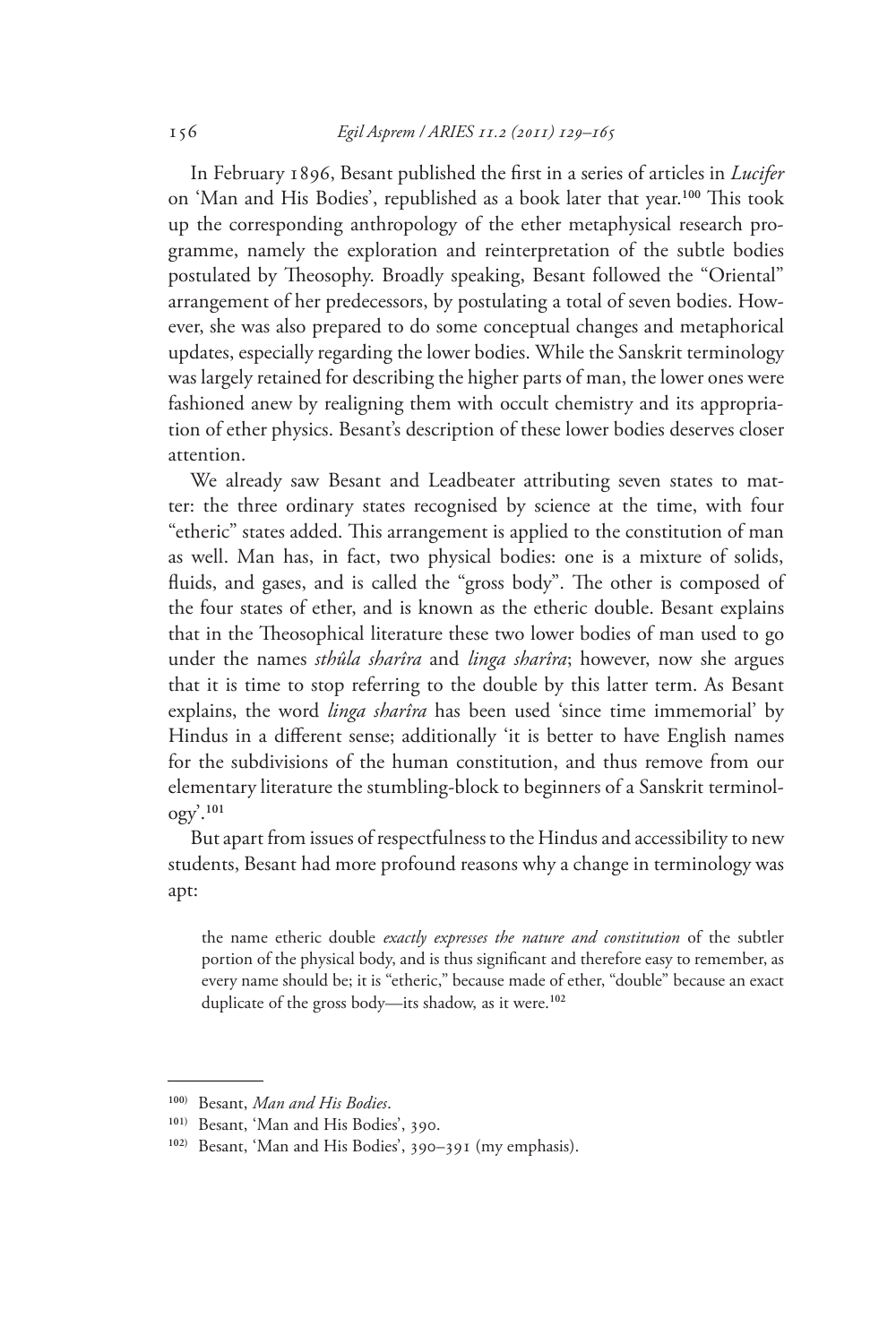In February 1896, Besant published the first in a series of articles in *Lucifer* on 'Man and His Bodies', republished as a book later that year.[100] This took up the corresponding anthropology of the ether metaphysical research programme, namely the exploration and reinterpretation of the subtle bodies postulated by Theosophy. Broadly speaking, Besant followed the "Oriental" arrangement of her predecessors, by postulating a total of seven bodies. However, she was also prepared to do some conceptual changes and metaphorical updates, especially regarding the lower bodies. While the Sanskrit terminology was largely retained for describing the higher parts of man, the lower ones were fashioned anew by realigning them with occult chemistry and its appropriation of ether physics. Besant's description of these lower bodies deserves closer attention.

We already saw Besant and Leadbeater attributing seven states to matter: the three ordinary states recognised by science at the time, with four "etheric" states added. This arrangement is applied to the constitution of man as well. Man has, in fact, two physical bodies: one is a mixture of solids, fluids, and gases, and is called the "gross body". The other is composed of the four states of ether, and is known as the etheric double. Besant explains that in the Theosophical literature these two lower bodies of man used to go under the names *sthûla sharîra* and *linga sharîra*; however, now she argues that it is time to stop referring to the double by this latter term. As Besant explains, the word *linga sharîra* has been used 'since time immemorial' by Hindus in a different sense; additionally 'it is better to have English names for the subdivisions of the human constitution, and thus remove from our elementary literature the stumbling-block to beginners of a Sanskrit terminology'.[101]

But apart from issues of respectfulness to the Hindus and accessibility to new students, Besant had more profound reasons why a change in terminology was apt:

> the name etheric double *exactly expresses the nature and constitution* of the subtler portion of the physical body, and is thus significant and therefore easy to remember, as every name should be; it is "etheric," because made of ether, "double" because an exact duplicate of the gross body—its shadow, as it were.[102]

---

[100] Besant, *Man and His Bodies*.

[101] Besant, 'Man and His Bodies', 390.

[102] Besant, 'Man and His Bodies', 390–391 (my emphasis).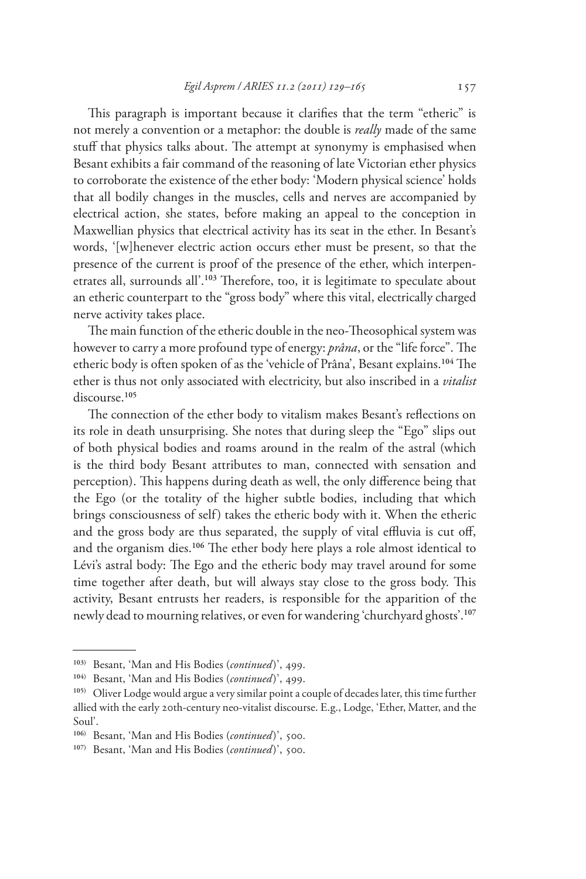This paragraph is important because it clarifies that the term "etheric" is not merely a convention or a metaphor: the double is *really* made of the same stuff that physics talks about. The attempt at synonymy is emphasised when Besant exhibits a fair command of the reasoning of late Victorian ether physics to corroborate the existence of the ether body: 'Modern physical science' holds that all bodily changes in the muscles, cells and nerves are accompanied by electrical action, she states, before making an appeal to the conception in Maxwellian physics that electrical activity has its seat in the ether. In Besant's words, '[w]henever electric action occurs ether must be present, so that the presence of the current is proof of the presence of the ether, which interpenetrates all, surrounds all'.[103] Therefore, too, it is legitimate to speculate about an etheric counterpart to the "gross body" where this vital, electrically charged nerve activity takes place.

The main function of the etheric double in the neo-Theosophical system was however to carry a more profound type of energy: *prâna*, or the "life force". The etheric body is often spoken of as the 'vehicle of Prâna', Besant explains.[104] The ether is thus not only associated with electricity, but also inscribed in a *vitalist* discourse.[105]

The connection of the ether body to vitalism makes Besant's reflections on its role in death unsurprising. She notes that during sleep the "Ego" slips out of both physical bodies and roams around in the realm of the astral (which is the third body Besant attributes to man, connected with sensation and perception). This happens during death as well, the only difference being that the Ego (or the totality of the higher subtle bodies, including that which brings consciousness of self) takes the etheric body with it. When the etheric and the gross body are thus separated, the supply of vital effluvia is cut off, and the organism dies.[106] The ether body here plays a role almost identical to Lévi's astral body: The Ego and the etheric body may travel around for some time together after death, but will always stay close to the gross body. This activity, Besant entrusts her readers, is responsible for the apparition of the newly dead to mourning relatives, or even for wandering 'churchyard ghosts'.[107]

---

[103] Besant, 'Man and His Bodies (*continued*)', 499.

[104] Besant, 'Man and His Bodies (*continued*)', 499.

[105] Oliver Lodge would argue a very similar point a couple of decades later, this time further allied with the early 20th-century neo-vitalist discourse. E.g., Lodge, 'Ether, Matter, and the Soul'.

[106] Besant, 'Man and His Bodies (*continued*)', 500.

[107] Besant, 'Man and His Bodies (*continued*)', 500.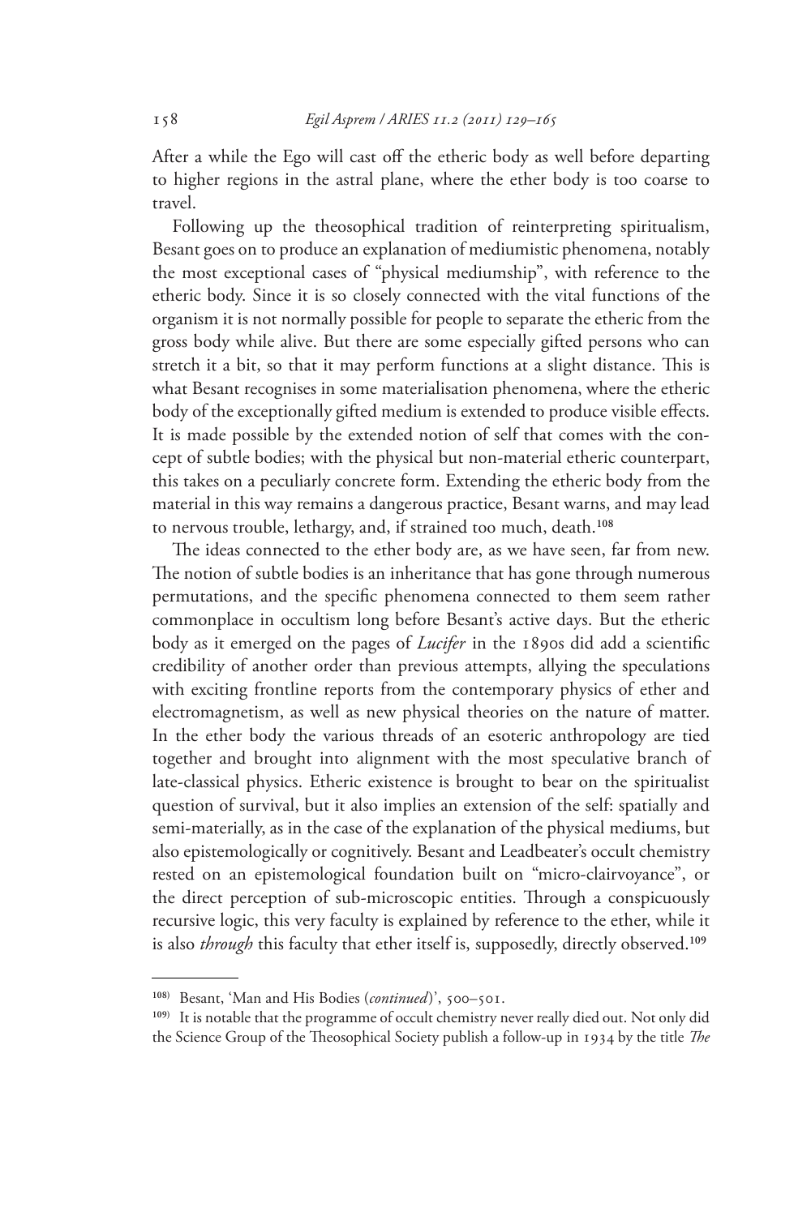After a while the Ego will cast off the etheric body as well before departing to higher regions in the astral plane, where the ether body is too coarse to travel.

Following up the theosophical tradition of reinterpreting spiritualism, Besant goes on to produce an explanation of mediumistic phenomena, notably the most exceptional cases of "physical mediumship", with reference to the etheric body. Since it is so closely connected with the vital functions of the organism it is not normally possible for people to separate the etheric from the gross body while alive. But there are some especially gifted persons who can stretch it a bit, so that it may perform functions at a slight distance. This is what Besant recognises in some materialisation phenomena, where the etheric body of the exceptionally gifted medium is extended to produce visible effects. It is made possible by the extended notion of self that comes with the concept of subtle bodies; with the physical but non-material etheric counterpart, this takes on a peculiarly concrete form. Extending the etheric body from the material in this way remains a dangerous practice, Besant warns, and may lead to nervous trouble, lethargy, and, if strained too much, death.[108]

The ideas connected to the ether body are, as we have seen, far from new. The notion of subtle bodies is an inheritance that has gone through numerous permutations, and the specific phenomena connected to them seem rather commonplace in occultism long before Besant's active days. But the etheric body as it emerged on the pages of *Lucifer* in the 1890s did add a scientific credibility of another order than previous attempts, allying the speculations with exciting frontline reports from the contemporary physics of ether and electromagnetism, as well as new physical theories on the nature of matter. In the ether body the various threads of an esoteric anthropology are tied together and brought into alignment with the most speculative branch of late-classical physics. Etheric existence is brought to bear on the spiritualist question of survival, but it also implies an extension of the self: spatially and semi-materially, as in the case of the explanation of the physical mediums, but also epistemologically or cognitively. Besant and Leadbeater's occult chemistry rested on an epistemological foundation built on "micro-clairvoyance", or the direct perception of sub-microscopic entities. Through a conspicuously recursive logic, this very faculty is explained by reference to the ether, while it is also *through* this faculty that ether itself is, supposedly, directly observed.[109]

---

[108] Besant, 'Man and His Bodies (*continued*)', 500–501.

[109] It is notable that the programme of occult chemistry never really died out. Not only did the Science Group of the Theosophical Society publish a follow-up in 1934 by the title *The*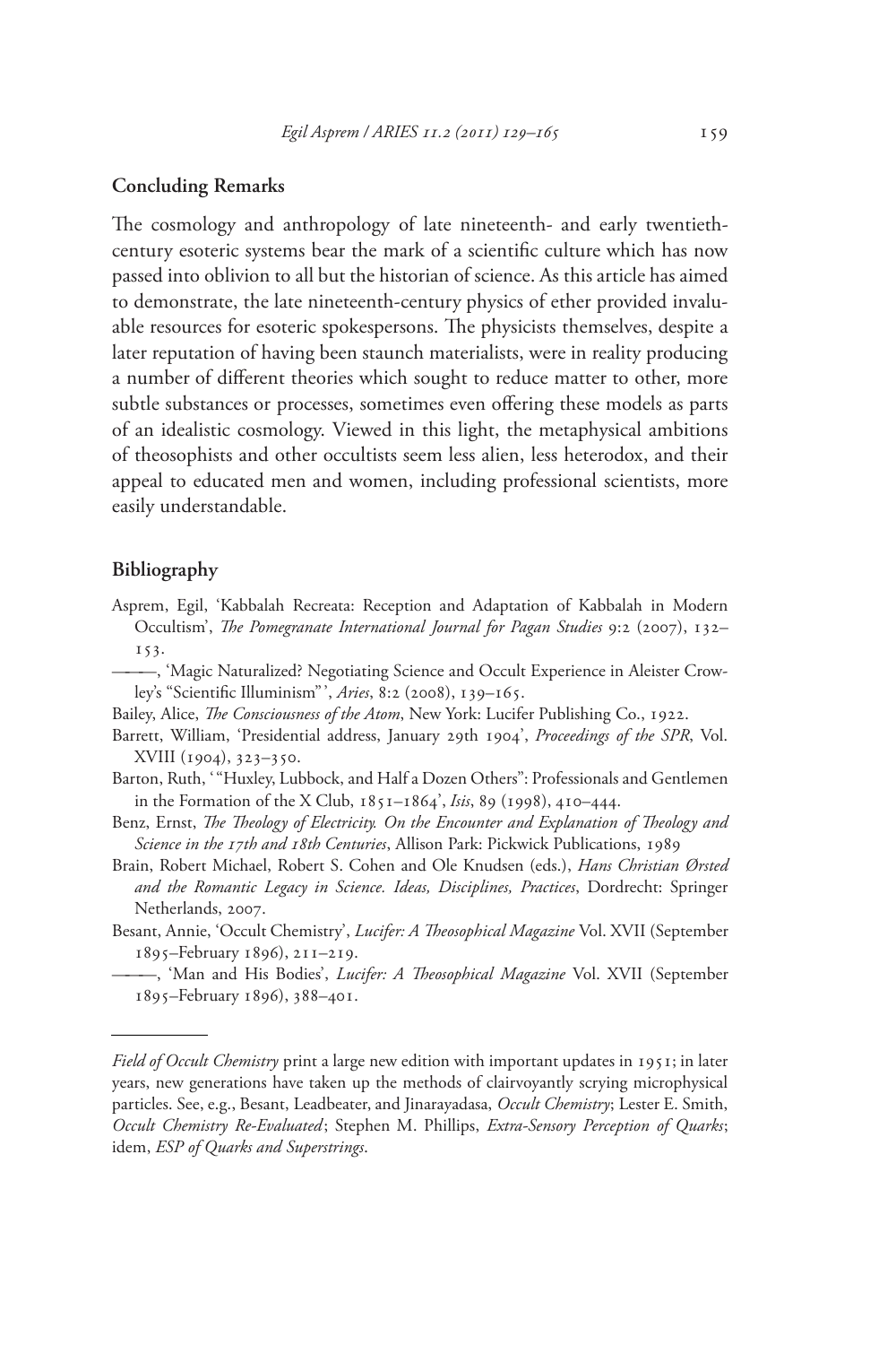## Concluding Remarks

The cosmology and anthropology of late nineteenth- and early twentieth-century esoteric systems bear the mark of a scientific culture which has now passed into oblivion to all but the historian of science. As this article has aimed to demonstrate, the late nineteenth-century physics of ether provided invaluable resources for esoteric spokespersons. The physicists themselves, despite a later reputation of having been staunch materialists, were in reality producing a number of different theories which sought to reduce matter to other, more subtle substances or processes, sometimes even offering these models as parts of an idealistic cosmology. Viewed in this light, the metaphysical ambitions of theosophists and other occultists seem less alien, less heterodox, and their appeal to educated men and women, including professional scientists, more easily understandable.

## Bibliography

Asprem, Egil, 'Kabbalah Recreata: Reception and Adaptation of Kabbalah in Modern Occultism', *The Pomegranate International Journal for Pagan Studies* 9:2 (2007), 132–153.

———, 'Magic Naturalized? Negotiating Science and Occult Experience in Aleister Crowley's "Scientific Illuminism"', *Aries*, 8:2 (2008), 139–165.

Bailey, Alice, *The Consciousness of the Atom*, New York: Lucifer Publishing Co., 1922.

Barrett, William, 'Presidential address, January 29th 1904', *Proceedings of the SPR*, Vol. XVIII (1904), 323–350.

Barton, Ruth, '"Huxley, Lubbock, and Half a Dozen Others": Professionals and Gentlemen in the Formation of the X Club, 1851–1864', *Isis*, 89 (1998), 410–444.

Benz, Ernst, *The Theology of Electricity. On the Encounter and Explanation of Theology and Science in the 17th and 18th Centuries*, Allison Park: Pickwick Publications, 1989

Brain, Robert Michael, Robert S. Cohen and Ole Knudsen (eds.), *Hans Christian Ørsted and the Romantic Legacy in Science. Ideas, Disciplines, Practices*, Dordrecht: Springer Netherlands, 2007.

Besant, Annie, 'Occult Chemistry', *Lucifer: A Theosophical Magazine* Vol. XVII (September 1895–February 1896), 211–219.

———, 'Man and His Bodies', *Lucifer: A Theosophical Magazine* Vol. XVII (September 1895–February 1896), 388–401.

---

*Field of Occult Chemistry* print a large new edition with important updates in 1951; in later years, new generations have taken up the methods of clairvoyantly scrying microphysical particles. See, e.g., Besant, Leadbeater, and Jinarayadasa, *Occult Chemistry*; Lester E. Smith, *Occult Chemistry Re-Evaluated*; Stephen M. Phillips, *Extra-Sensory Perception of Quarks*; idem, *ESP of Quarks and Superstrings*.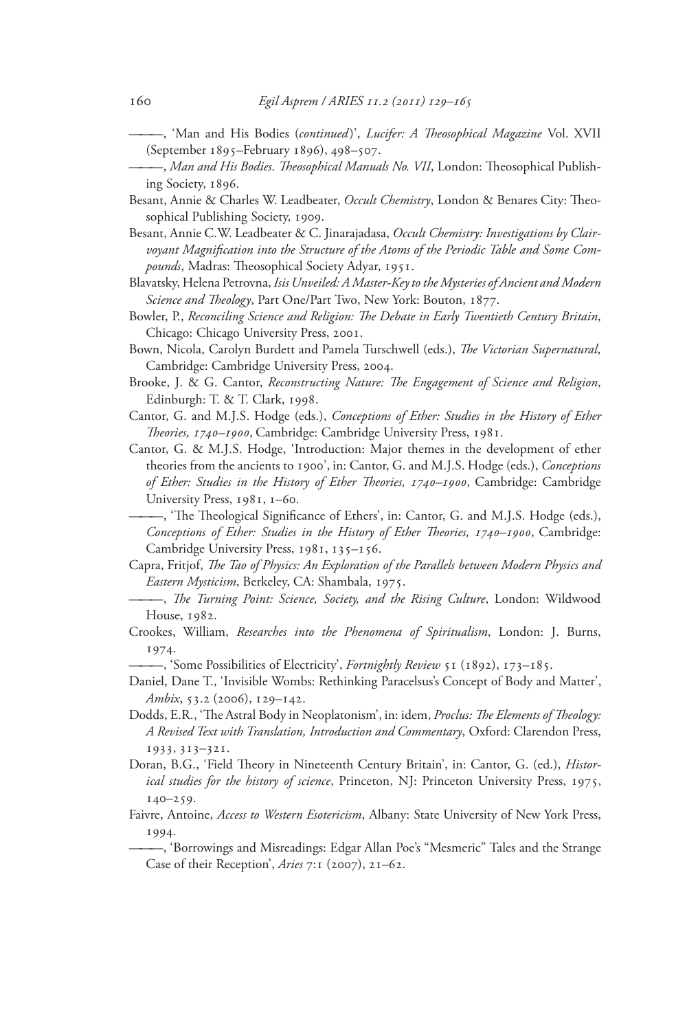———, 'Man and His Bodies (*continued*)', *Lucifer: A Theosophical Magazine* Vol. XVII (September 1895–February 1896), 498–507.

———, *Man and His Bodies. Theosophical Manuals No. VII*, London: Theosophical Publishing Society, 1896.

Besant, Annie & Charles W. Leadbeater, *Occult Chemistry*, London & Benares City: Theosophical Publishing Society, 1909.

Besant, Annie C.W. Leadbeater & C. Jinarajadasa, *Occult Chemistry: Investigations by Clairvoyant Magnification into the Structure of the Atoms of the Periodic Table and Some Compounds*, Madras: Theosophical Society Adyar, 1951.

Blavatsky, Helena Petrovna, *Isis Unveiled: A Master-Key to the Mysteries of Ancient and Modern Science and Theology*, Part One/Part Two, New York: Bouton, 1877.

Bowler, P., *Reconciling Science and Religion: The Debate in Early Twentieth Century Britain*, Chicago: Chicago University Press, 2001.

Bown, Nicola, Carolyn Burdett and Pamela Turschwell (eds.), *The Victorian Supernatural*, Cambridge: Cambridge University Press, 2004.

Brooke, J. & G. Cantor, *Reconstructing Nature: The Engagement of Science and Religion*, Edinburgh: T. & T. Clark, 1998.

Cantor, G. and M.J.S. Hodge (eds.), *Conceptions of Ether: Studies in the History of Ether Theories, 1740–1900*, Cambridge: Cambridge University Press, 1981.

Cantor, G. & M.J.S. Hodge, 'Introduction: Major themes in the development of ether theories from the ancients to 1900', in: Cantor, G. and M.J.S. Hodge (eds.), *Conceptions of Ether: Studies in the History of Ether Theories, 1740–1900*, Cambridge: Cambridge University Press, 1981, 1–60.

———, 'The Theological Significance of Ethers', in: Cantor, G. and M.J.S. Hodge (eds.), *Conceptions of Ether: Studies in the History of Ether Theories, 1740–1900*, Cambridge: Cambridge University Press, 1981, 135–156.

Capra, Fritjof, *The Tao of Physics: An Exploration of the Parallels between Modern Physics and Eastern Mysticism*, Berkeley, CA: Shambala, 1975.

———, *The Turning Point: Science, Society, and the Rising Culture*, London: Wildwood House, 1982.

Crookes, William, *Researches into the Phenomena of Spiritualism*, London: J. Burns, 1974.

———, 'Some Possibilities of Electricity', *Fortnightly Review* 51 (1892), 173–185.

Daniel, Dane T., 'Invisible Wombs: Rethinking Paracelsus's Concept of Body and Matter', *Ambix*, 53.2 (2006), 129–142.

Dodds, E.R., 'The Astral Body in Neoplatonism', in: idem, *Proclus: The Elements of Theology: A Revised Text with Translation, Introduction and Commentary*, Oxford: Clarendon Press, 1933, 313–321.

Doran, B.G., 'Field Theory in Nineteenth Century Britain', in: Cantor, G. (ed.), *Historical studies for the history of science*, Princeton, NJ: Princeton University Press, 1975, 140–259.

Faivre, Antoine, *Access to Western Esotericism*, Albany: State University of New York Press, 1994.

———, 'Borrowings and Misreadings: Edgar Allan Poe's "Mesmeric" Tales and the Strange Case of their Reception', *Aries* 7:1 (2007), 21–62.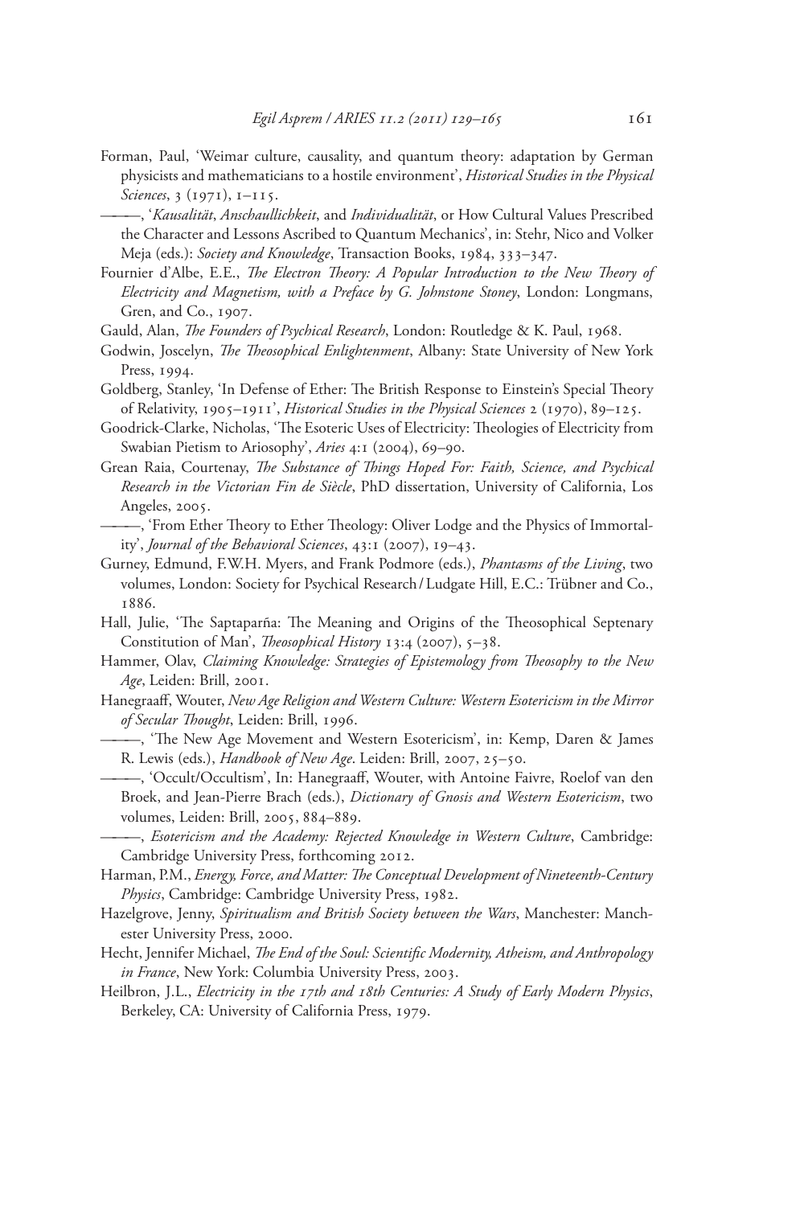Forman, Paul, 'Weimar culture, causality, and quantum theory: adaptation by German physicists and mathematicians to a hostile environment', *Historical Studies in the Physical Sciences*, 3 (1971), 1–115.

———, '*Kausalität*, *Anschaullichkeit*, and *Individualität*, or How Cultural Values Prescribed the Character and Lessons Ascribed to Quantum Mechanics', in: Stehr, Nico and Volker Meja (eds.): *Society and Knowledge*, Transaction Books, 1984, 333–347.

Fournier d'Albe, E.E., *The Electron Theory: A Popular Introduction to the New Theory of Electricity and Magnetism, with a Preface by G. Johnstone Stoney*, London: Longmans, Gren, and Co., 1907.

Gauld, Alan, *The Founders of Psychical Research*, London: Routledge & K. Paul, 1968.

Godwin, Joscelyn, *The Theosophical Enlightenment*, Albany: State University of New York Press, 1994.

Goldberg, Stanley, 'In Defense of Ether: The British Response to Einstein's Special Theory of Relativity, 1905–1911', *Historical Studies in the Physical Sciences* 2 (1970), 89–125.

Goodrick-Clarke, Nicholas, 'The Esoteric Uses of Electricity: Theologies of Electricity from Swabian Pietism to Ariosophy', *Aries* 4:1 (2004), 69–90.

Grean Raia, Courtenay, *The Substance of Things Hoped For: Faith, Science, and Psychical Research in the Victorian Fin de Siècle*, PhD dissertation, University of California, Los Angeles, 2005.

———, 'From Ether Theory to Ether Theology: Oliver Lodge and the Physics of Immortality', *Journal of the Behavioral Sciences*, 43:1 (2007), 19–43.

Gurney, Edmund, F.W.H. Myers, and Frank Podmore (eds.), *Phantasms of the Living*, two volumes, London: Society for Psychical Research / Ludgate Hill, E.C.: Trübner and Co., 1886.

Hall, Julie, 'The Saptaparña: The Meaning and Origins of the Theosophical Septenary Constitution of Man', *Theosophical History* 13:4 (2007), 5–38.

Hammer, Olav, *Claiming Knowledge: Strategies of Epistemology from Theosophy to the New Age*, Leiden: Brill, 2001.

Hanegraaff, Wouter, *New Age Religion and Western Culture: Western Esotericism in the Mirror of Secular Thought*, Leiden: Brill, 1996.

———, 'The New Age Movement and Western Esotericism', in: Kemp, Daren & James R. Lewis (eds.), *Handbook of New Age*. Leiden: Brill, 2007, 25–50.

———, 'Occult/Occultism', In: Hanegraaff, Wouter, with Antoine Faivre, Roelof van den Broek, and Jean-Pierre Brach (eds.), *Dictionary of Gnosis and Western Esotericism*, two volumes, Leiden: Brill, 2005, 884–889.

———, *Esotericism and the Academy: Rejected Knowledge in Western Culture*, Cambridge: Cambridge University Press, forthcoming 2012.

Harman, P.M., *Energy, Force, and Matter: The Conceptual Development of Nineteenth-Century Physics*, Cambridge: Cambridge University Press, 1982.

Hazelgrove, Jenny, *Spiritualism and British Society between the Wars*, Manchester: Manchester University Press, 2000.

Hecht, Jennifer Michael, *The End of the Soul: Scientific Modernity, Atheism, and Anthropology in France*, New York: Columbia University Press, 2003.

Heilbron, J.L., *Electricity in the 17th and 18th Centuries: A Study of Early Modern Physics*, Berkeley, CA: University of California Press, 1979.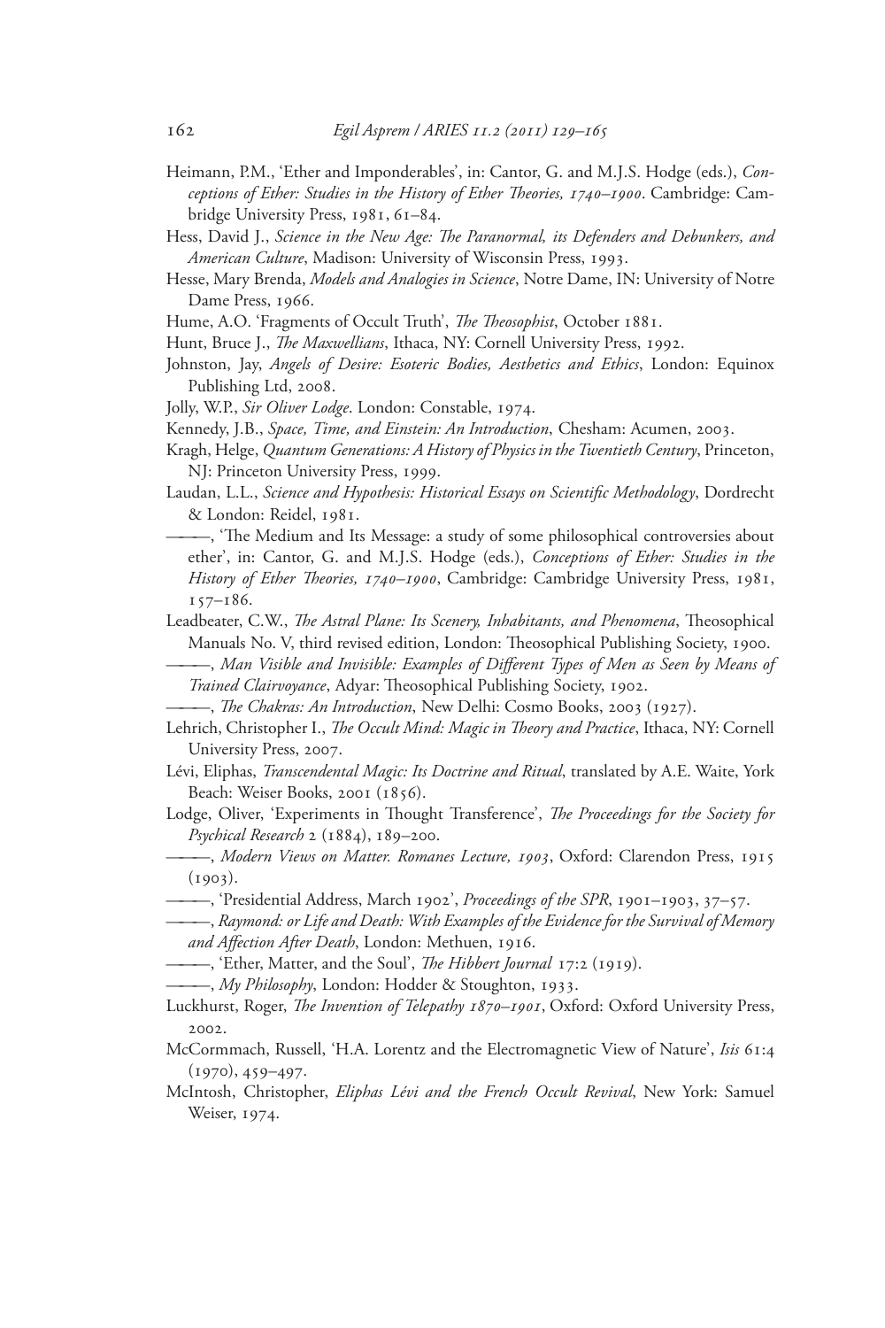Heimann, P.M., 'Ether and Imponderables', in: Cantor, G. and M.J.S. Hodge (eds.), *Conceptions of Ether: Studies in the History of Ether Theories, 1740–1900*. Cambridge: Cambridge University Press, 1981, 61–84.

Hess, David J., *Science in the New Age: The Paranormal, its Defenders and Debunkers, and American Culture*, Madison: University of Wisconsin Press, 1993.

Hesse, Mary Brenda, *Models and Analogies in Science*, Notre Dame, IN: University of Notre Dame Press, 1966.

Hume, A.O. 'Fragments of Occult Truth', *The Theosophist*, October 1881.

Hunt, Bruce J., *The Maxwellians*, Ithaca, NY: Cornell University Press, 1992.

Johnston, Jay, *Angels of Desire: Esoteric Bodies, Aesthetics and Ethics*, London: Equinox Publishing Ltd, 2008.

Jolly, W.P., *Sir Oliver Lodge*. London: Constable, 1974.

Kennedy, J.B., *Space, Time, and Einstein: An Introduction*, Chesham: Acumen, 2003.

Kragh, Helge, *Quantum Generations: A History of Physics in the Twentieth Century*, Princeton, NJ: Princeton University Press, 1999.

Laudan, L.L., *Science and Hypothesis: Historical Essays on Scientific Methodology*, Dordrecht & London: Reidel, 1981.

———, 'The Medium and Its Message: a study of some philosophical controversies about ether', in: Cantor, G. and M.J.S. Hodge (eds.), *Conceptions of Ether: Studies in the History of Ether Theories, 1740–1900*, Cambridge: Cambridge University Press, 1981, 157–186.

Leadbeater, C.W., *The Astral Plane: Its Scenery, Inhabitants, and Phenomena*, Theosophical Manuals No. V, third revised edition, London: Theosophical Publishing Society, 1900.

———, *Man Visible and Invisible: Examples of Different Types of Men as Seen by Means of Trained Clairvoyance*, Adyar: Theosophical Publishing Society, 1902.

———, *The Chakras: An Introduction*, New Delhi: Cosmo Books, 2003 (1927).

Lehrich, Christopher I., *The Occult Mind: Magic in Theory and Practice*, Ithaca, NY: Cornell University Press, 2007.

Lévi, Eliphas, *Transcendental Magic: Its Doctrine and Ritual*, translated by A.E. Waite, York Beach: Weiser Books, 2001 (1856).

Lodge, Oliver, 'Experiments in Thought Transference', *The Proceedings for the Society for Psychical Research* 2 (1884), 189–200.

———, *Modern Views on Matter. Romanes Lecture, 1903*, Oxford: Clarendon Press, 1915 (1903).

———, 'Presidential Address, March 1902', *Proceedings of the SPR*, 1901–1903, 37–57.

———, *Raymond: or Life and Death: With Examples of the Evidence for the Survival of Memory and Affection After Death*, London: Methuen, 1916.

———, 'Ether, Matter, and the Soul', *The Hibbert Journal* 17:2 (1919).

———, *My Philosophy*, London: Hodder & Stoughton, 1933.

Luckhurst, Roger, *The Invention of Telepathy 1870–1901*, Oxford: Oxford University Press, 2002.

McCormmach, Russell, 'H.A. Lorentz and the Electromagnetic View of Nature', *Isis* 61:4 (1970), 459–497.

McIntosh, Christopher, *Eliphas Lévi and the French Occult Revival*, New York: Samuel Weiser, 1974.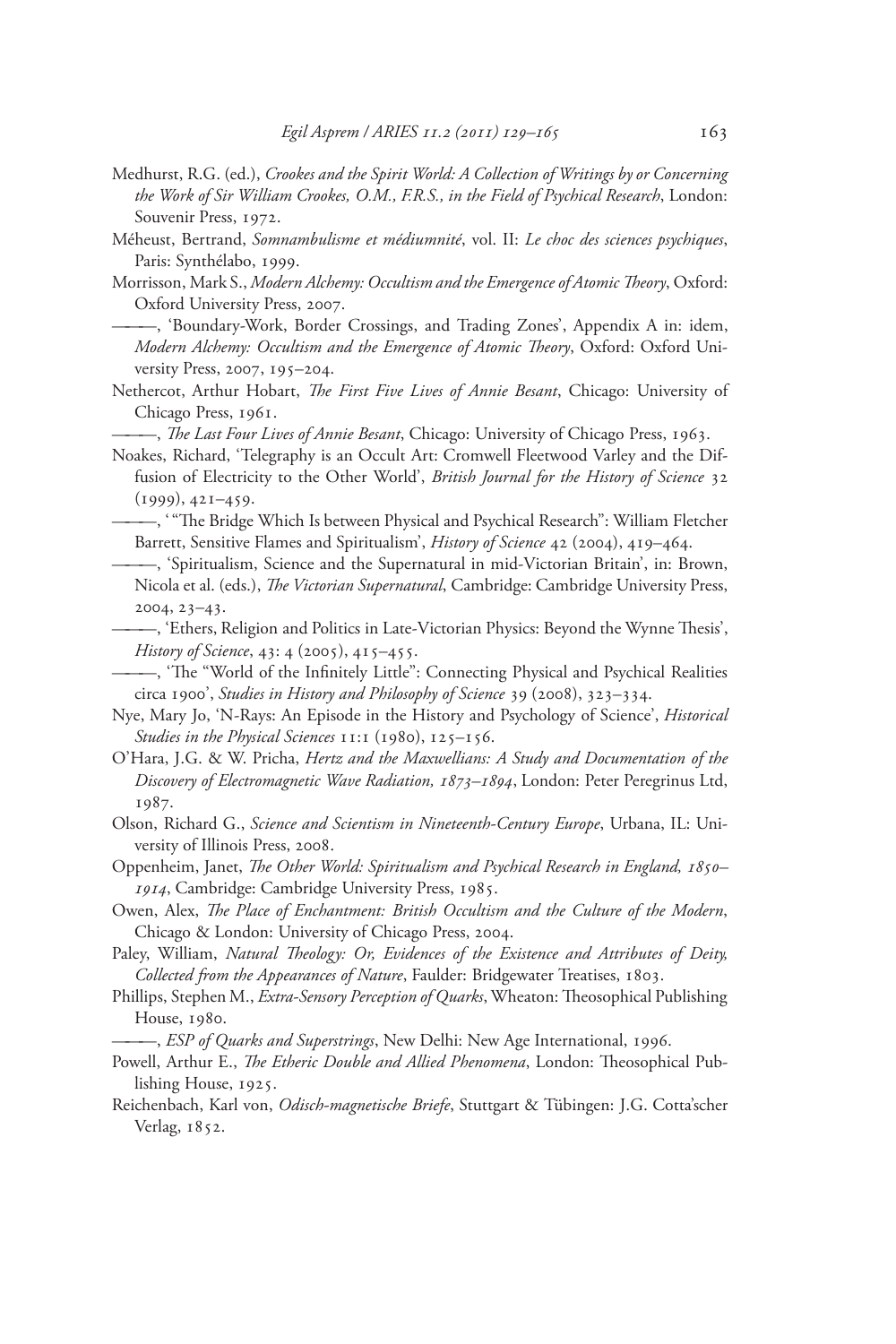Medhurst, R.G. (ed.), *Crookes and the Spirit World: A Collection of Writings by or Concerning the Work of Sir William Crookes, O.M., F.R.S., in the Field of Psychical Research*, London: Souvenir Press, 1972.

Méheust, Bertrand, *Somnambulisme et médiumnité*, vol. II: *Le choc des sciences psychiques*, Paris: Synthélabo, 1999.

Morrisson, Mark S., *Modern Alchemy: Occultism and the Emergence of Atomic Theory*, Oxford: Oxford University Press, 2007.

———, 'Boundary-Work, Border Crossings, and Trading Zones', Appendix A in: idem, *Modern Alchemy: Occultism and the Emergence of Atomic Theory*, Oxford: Oxford University Press, 2007, 195–204.

Nethercot, Arthur Hobart, *The First Five Lives of Annie Besant*, Chicago: University of Chicago Press, 1961.

———, *The Last Four Lives of Annie Besant*, Chicago: University of Chicago Press, 1963.

Noakes, Richard, 'Telegraphy is an Occult Art: Cromwell Fleetwood Varley and the Diffusion of Electricity to the Other World', *British Journal for the History of Science* 32 (1999), 421–459.

———, ' "The Bridge Which Is between Physical and Psychical Research": William Fletcher Barrett, Sensitive Flames and Spiritualism', *History of Science* 42 (2004), 419–464.

———, 'Spiritualism, Science and the Supernatural in mid-Victorian Britain', in: Brown, Nicola et al. (eds.), *The Victorian Supernatural*, Cambridge: Cambridge University Press, 2004, 23–43.

———, 'Ethers, Religion and Politics in Late-Victorian Physics: Beyond the Wynne Thesis', *History of Science*, 43: 4 (2005), 415–455.

———, 'The "World of the Infinitely Little": Connecting Physical and Psychical Realities circa 1900', *Studies in History and Philosophy of Science* 39 (2008), 323–334.

Nye, Mary Jo, 'N-Rays: An Episode in the History and Psychology of Science', *Historical Studies in the Physical Sciences* 11:1 (1980), 125–156.

O'Hara, J.G. & W. Pricha, *Hertz and the Maxwellians: A Study and Documentation of the Discovery of Electromagnetic Wave Radiation, 1873–1894*, London: Peter Peregrinus Ltd, 1987.

Olson, Richard G., *Science and Scientism in Nineteenth-Century Europe*, Urbana, IL: University of Illinois Press, 2008.

Oppenheim, Janet, *The Other World: Spiritualism and Psychical Research in England, 1850–1914*, Cambridge: Cambridge University Press, 1985.

Owen, Alex, *The Place of Enchantment: British Occultism and the Culture of the Modern*, Chicago & London: University of Chicago Press, 2004.

Paley, William, *Natural Theology: Or, Evidences of the Existence and Attributes of Deity, Collected from the Appearances of Nature*, Faulder: Bridgewater Treatises, 1803.

Phillips, Stephen M., *Extra-Sensory Perception of Quarks*, Wheaton: Theosophical Publishing House, 1980.

———, *ESP of Quarks and Superstrings*, New Delhi: New Age International, 1996.

Powell, Arthur E., *The Etheric Double and Allied Phenomena*, London: Theosophical Publishing House, 1925.

Reichenbach, Karl von, *Odisch-magnetische Briefe*, Stuttgart & Tübingen: J.G. Cotta'scher Verlag, 1852.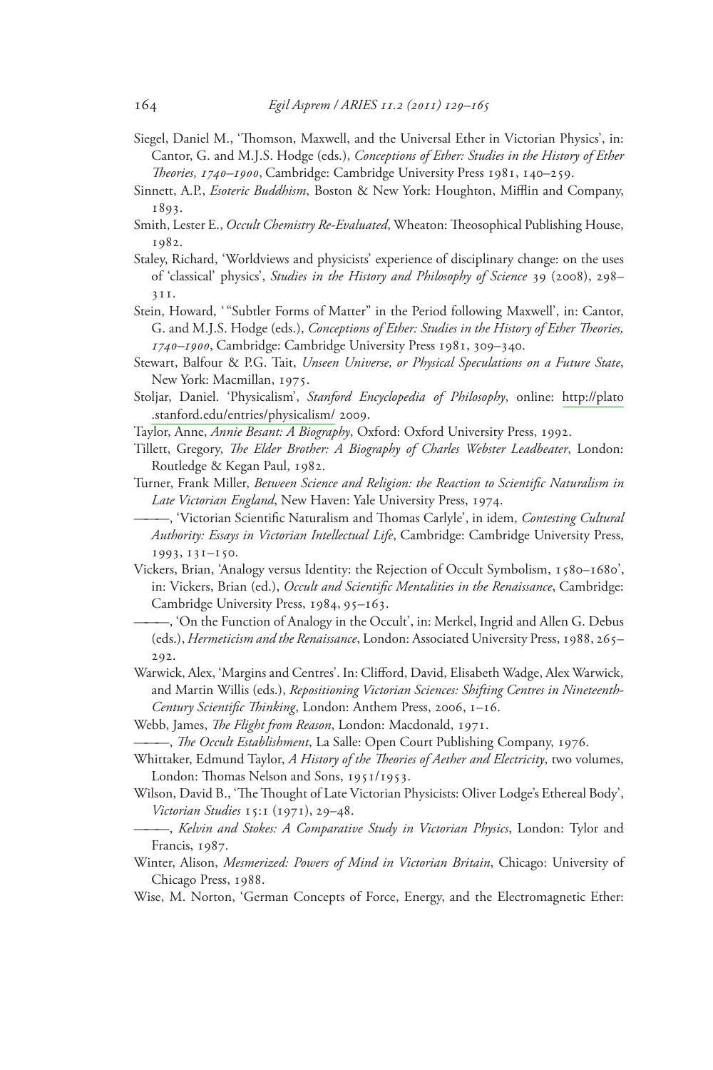Siegel, Daniel M., 'Thomson, Maxwell, and the Universal Ether in Victorian Physics', in: Cantor, G. and M.J.S. Hodge (eds.), *Conceptions of Ether: Studies in the History of Ether Theories, 1740–1900*, Cambridge: Cambridge University Press 1981, 140–259.

Sinnett, A.P., *Esoteric Buddhism*, Boston & New York: Houghton, Mifflin and Company, 1893.

Smith, Lester E., *Occult Chemistry Re-Evaluated*, Wheaton: Theosophical Publishing House, 1982.

Staley, Richard, 'Worldviews and physicists' experience of disciplinary change: on the uses of 'classical' physics', *Studies in the History and Philosophy of Science* 39 (2008), 298–311.

Stein, Howard, '"Subtler Forms of Matter" in the Period following Maxwell', in: Cantor, G. and M.J.S. Hodge (eds.), *Conceptions of Ether: Studies in the History of Ether Theories, 1740–1900*, Cambridge: Cambridge University Press 1981, 309–340.

Stewart, Balfour & P.G. Tait, *Unseen Universe, or Physical Speculations on a Future State*, New York: Macmillan, 1975.

Stoljar, Daniel. 'Physicalism', *Stanford Encyclopedia of Philosophy*, online: http://plato.stanford.edu/entries/physicalism/ 2009.

Taylor, Anne, *Annie Besant: A Biography*, Oxford: Oxford University Press, 1992.

Tillett, Gregory, *The Elder Brother: A Biography of Charles Webster Leadbeater*, London: Routledge & Kegan Paul, 1982.

Turner, Frank Miller, *Between Science and Religion: the Reaction to Scientific Naturalism in Late Victorian England*, New Haven: Yale University Press, 1974.

———, 'Victorian Scientific Naturalism and Thomas Carlyle', in idem, *Contesting Cultural Authority: Essays in Victorian Intellectual Life*, Cambridge: Cambridge University Press, 1993, 131–150.

Vickers, Brian, 'Analogy versus Identity: the Rejection of Occult Symbolism, 1580–1680', in: Vickers, Brian (ed.), *Occult and Scientific Mentalities in the Renaissance*, Cambridge: Cambridge University Press, 1984, 95–163.

———, 'On the Function of Analogy in the Occult', in: Merkel, Ingrid and Allen G. Debus (eds.), *Hermeticism and the Renaissance*, London: Associated University Press, 1988, 265–292.

Warwick, Alex, 'Margins and Centres'. In: Clifford, David, Elisabeth Wadge, Alex Warwick, and Martin Willis (eds.), *Repositioning Victorian Sciences: Shifting Centres in Nineteenth-Century Scientific Thinking*, London: Anthem Press, 2006, 1–16.

Webb, James, *The Flight from Reason*, London: Macdonald, 1971.

———, *The Occult Establishment*, La Salle: Open Court Publishing Company, 1976.

Whittaker, Edmund Taylor, *A History of the Theories of Aether and Electricity*, two volumes, London: Thomas Nelson and Sons, 1951/1953.

Wilson, David B., 'The Thought of Late Victorian Physicists: Oliver Lodge's Ethereal Body', *Victorian Studies* 15:1 (1971), 29–48.

———, *Kelvin and Stokes: A Comparative Study in Victorian Physics*, London: Tylor and Francis, 1987.

Winter, Alison, *Mesmerized: Powers of Mind in Victorian Britain*, Chicago: University of Chicago Press, 1988.

Wise, M. Norton, 'German Concepts of Force, Energy, and the Electromagnetic Ether: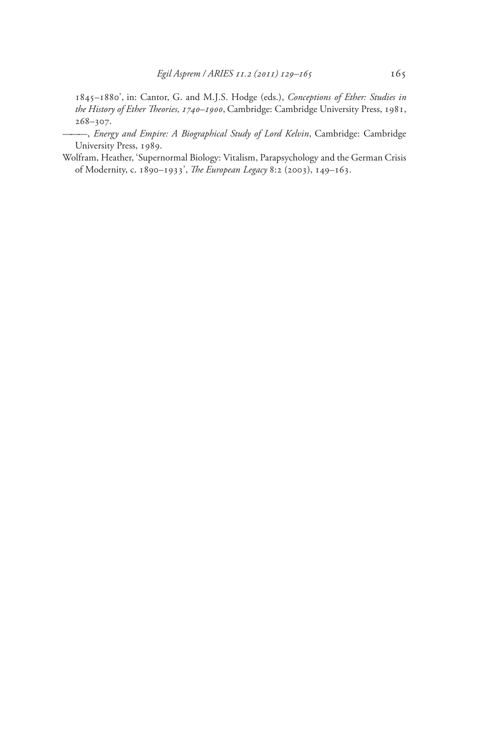1845–1880', in: Cantor, G. and M.J.S. Hodge (eds.), *Conceptions of Ether: Studies in the History of Ether Theories, 1740–1900*, Cambridge: Cambridge University Press, 1981, 268–307.

———, *Energy and Empire: A Biographical Study of Lord Kelvin*, Cambridge: Cambridge University Press, 1989.

Wolfram, Heather, 'Supernormal Biology: Vitalism, Parapsychology and the German Crisis of Modernity, c. 1890–1933', *The European Legacy* 8:2 (2003), 149–163.